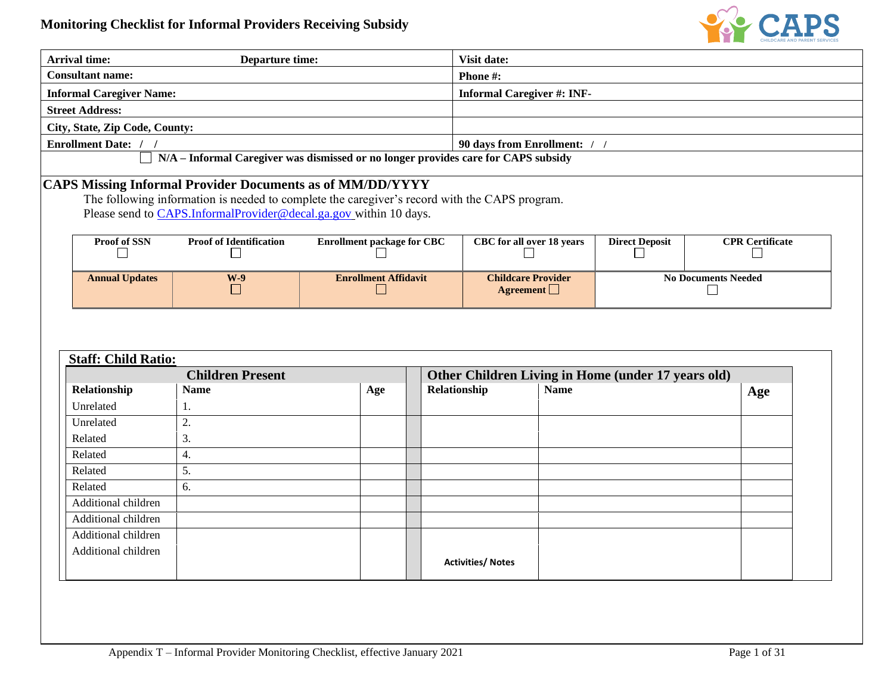# Monitoring Checklist for Informal Providers Receiving Subsidy

| Arrival time: Departure time: | Visit date: |
|---|---|
| Consultant name: | Phone #: |
| Informal Caregiver Name: | Informal Caregiver #: INF- |
| Street Address: | |
| City, State, Zip Code, County: | |
| Enrollment Date: / / | 90 days from Enrollment: / / |

☐ N/A – Informal Caregiver was dismissed or no longer provides care for CAPS subsidy

## CAPS Missing Informal Provider Documents as of MM/DD/YYYY

The following information is needed to complete the caregiver's record with the CAPS program.
Please send to CAPS.InformalProvider@decal.ga.gov within 10 days.

| Proof of SSN ☐ | Proof of Identification ☐ | Enrollment package for CBC ☐ | CBC for all over 18 years ☐ | Direct Deposit ☐ | CPR Certificate ☐ |
|---|---|---|---|---|---|
| Annual Updates | W-9 ☐ | Enrollment Affidavit ☐ | Childcare Provider Agreement ☐ | No Documents Needed ☐ | |

**Staff: Child Ratio:**

| Children Present | | | Other Children Living in Home (under 17 years old) | | |
|---|---|---|---|---|---|
| **Relationship** | **Name** | **Age** | **Relationship** | **Name** | **Age** |
| Unrelated | 1. | | | | |
| Unrelated | 2. | | | | |
| Related | 3. | | | | |
| Related | 4. | | | | |
| Related | 5. | | | | |
| Related | 6. | | | | |
| Additional children | | | | | |
| Additional children | | | | | |
| Additional children | | | | | |
| Additional children | | | **Activities/ Notes** | | |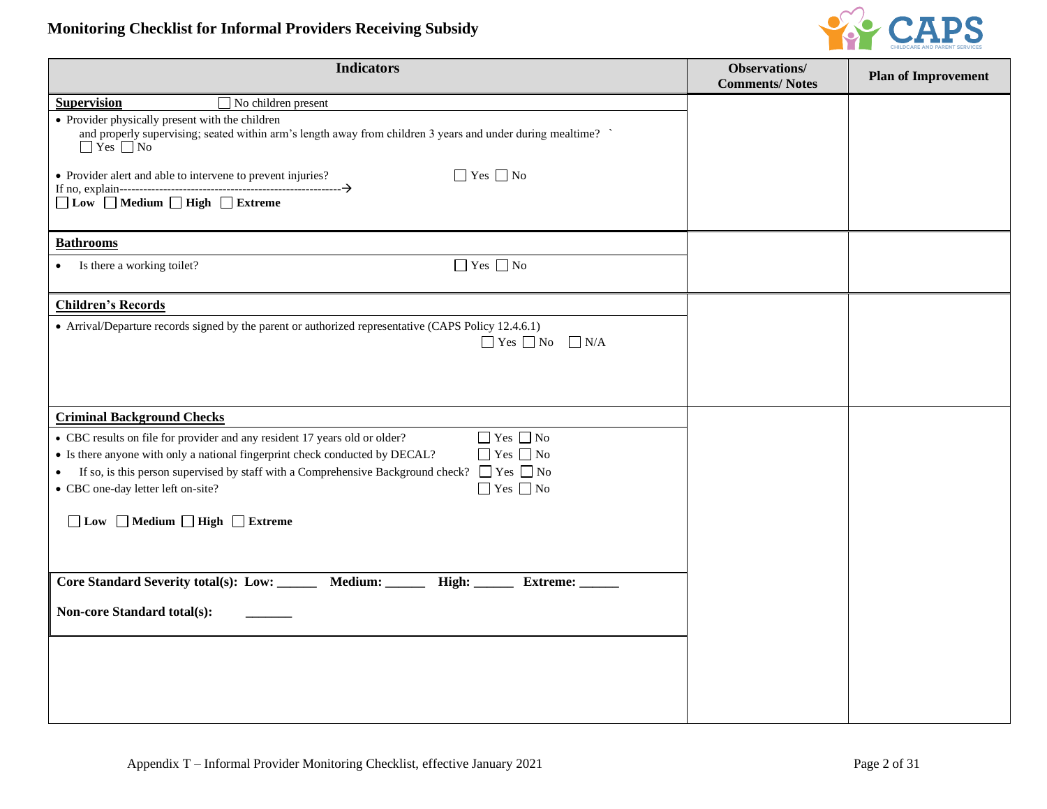# Monitoring Checklist for Informal Providers Receiving Subsidy

| Indicators | Observations/ Comments/ Notes | Plan of Improvement |
|---|---|---|
| **Supervision** ☐ No children present<br>• Provider physically present with the children and properly supervising; seated within arm's length away from children 3 years and under during mealtime? ` ☐ Yes ☐ No<br><br>• Provider alert and able to intervene to prevent injuries? ☐ Yes ☐ No<br>If no, explain--------------------------------------------------------→<br>☐ **Low** ☐ **Medium** ☐ **High** ☐ **Extreme** | | |
| **Bathrooms**<br>• Is there a working toilet? ☐ Yes ☐ No | | |
| **Children's Records**<br>• Arrival/Departure records signed by the parent or authorized representative (CAPS Policy 12.4.6.1) ☐ Yes ☐ No ☐ N/A | | |
| **Criminal Background Checks**<br>• CBC results on file for provider and any resident 17 years old or older? ☐ Yes ☐ No<br>• Is there anyone with only a national fingerprint check conducted by DECAL? ☐ Yes ☐ No<br>• If so, is this person supervised by staff with a Comprehensive Background check? ☐ Yes ☐ No<br>• CBC one-day letter left on-site? ☐ Yes ☐ No<br><br>☐ **Low** ☐ **Medium** ☐ **High** ☐ **Extreme**<br><br>**Core Standard Severity total(s): Low: ______ Medium: ______ High: ______ Extreme: ______**<br><br>**Non-core Standard total(s):** _______ | | |

Appendix T – Informal Provider Monitoring Checklist, effective January 2021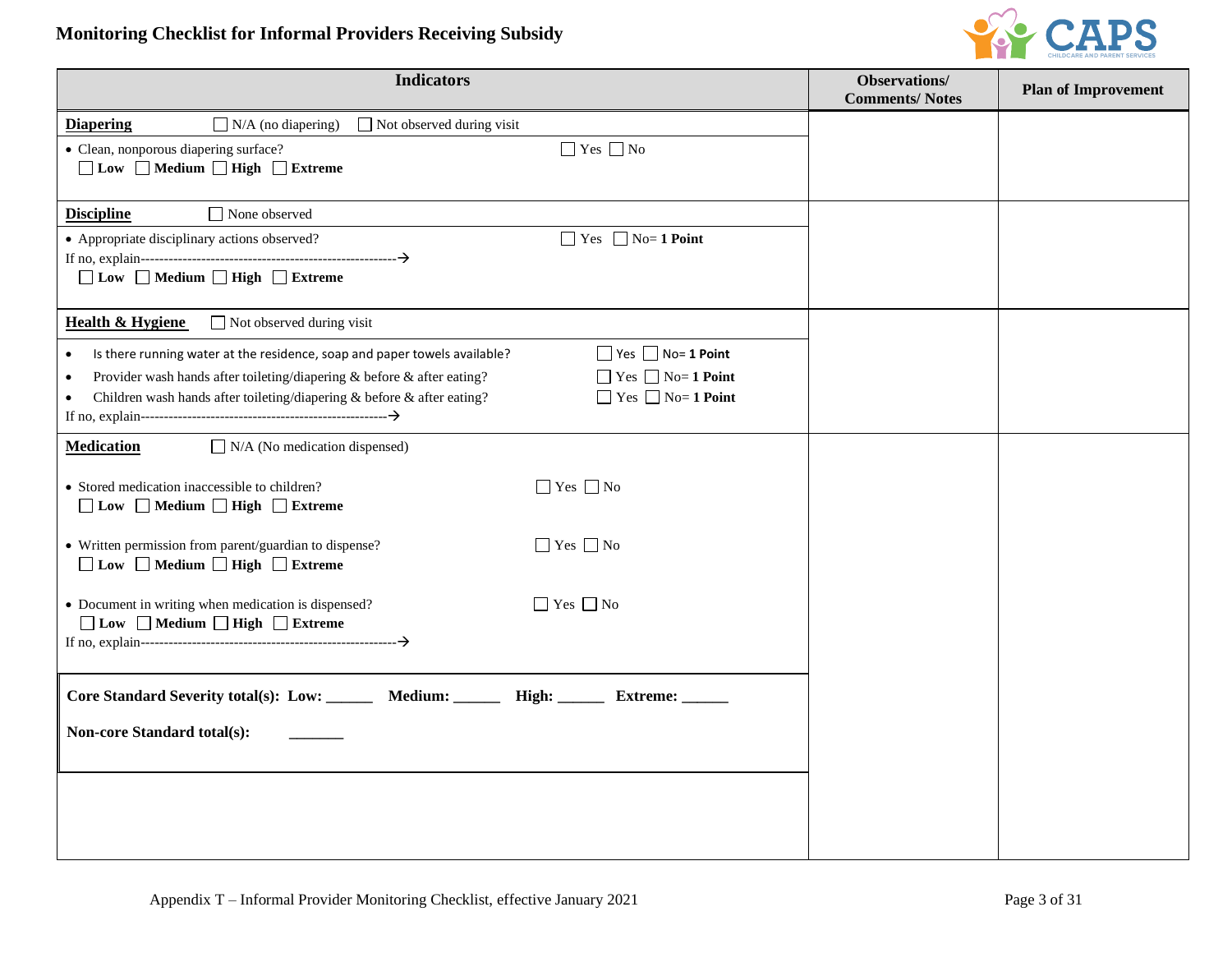# Monitoring Checklist for Informal Providers Receiving Subsidy

| Indicators | Observations/ Comments/ Notes | Plan of Improvement |
|---|---|---|
| **Diapering** ☐ N/A (no diapering) ☐ Not observed during visit<br>• Clean, nonporous diapering surface? ☐ Yes ☐ No<br>☐ **Low** ☐ **Medium** ☐ **High** ☐ **Extreme** | | |
| **Discipline** ☐ None observed<br>• Appropriate disciplinary actions observed? ☐ Yes ☐ No= **1 Point**<br>If no, explain-------------------------------------------------------→<br>☐ **Low** ☐ **Medium** ☐ **High** ☐ **Extreme** | | |
| **Health & Hygiene** ☐ Not observed during visit<br>• Is there running water at the residence, soap and paper towels available? ☐ Yes ☐ No= **1 Point**<br>• Provider wash hands after toileting/diapering & before & after eating? ☐ Yes ☐ No= **1 Point**<br>• Children wash hands after toileting/diapering & before & after eating? ☐ Yes ☐ No= **1 Point**<br>If no, explain-------------------------------------------------------→ | | |
| **Medication** ☐ N/A (No medication dispensed)<br>• Stored medication inaccessible to children? ☐ Yes ☐ No<br>☐ **Low** ☐ **Medium** ☐ **High** ☐ **Extreme**<br>• Written permission from parent/guardian to dispense? ☐ Yes ☐ No<br>☐ **Low** ☐ **Medium** ☐ **High** ☐ **Extreme**<br>• Document in writing when medication is dispensed? ☐ Yes ☐ No<br>☐ **Low** ☐ **Medium** ☐ **High** ☐ **Extreme**<br>If no, explain-------------------------------------------------------→<br><br>**Core Standard Severity total(s): Low: ______ Medium: ______ High: ______ Extreme: ______**<br><br>**Non-core Standard total(s):** _______ | | |

Appendix T – Informal Provider Monitoring Checklist, effective January 2021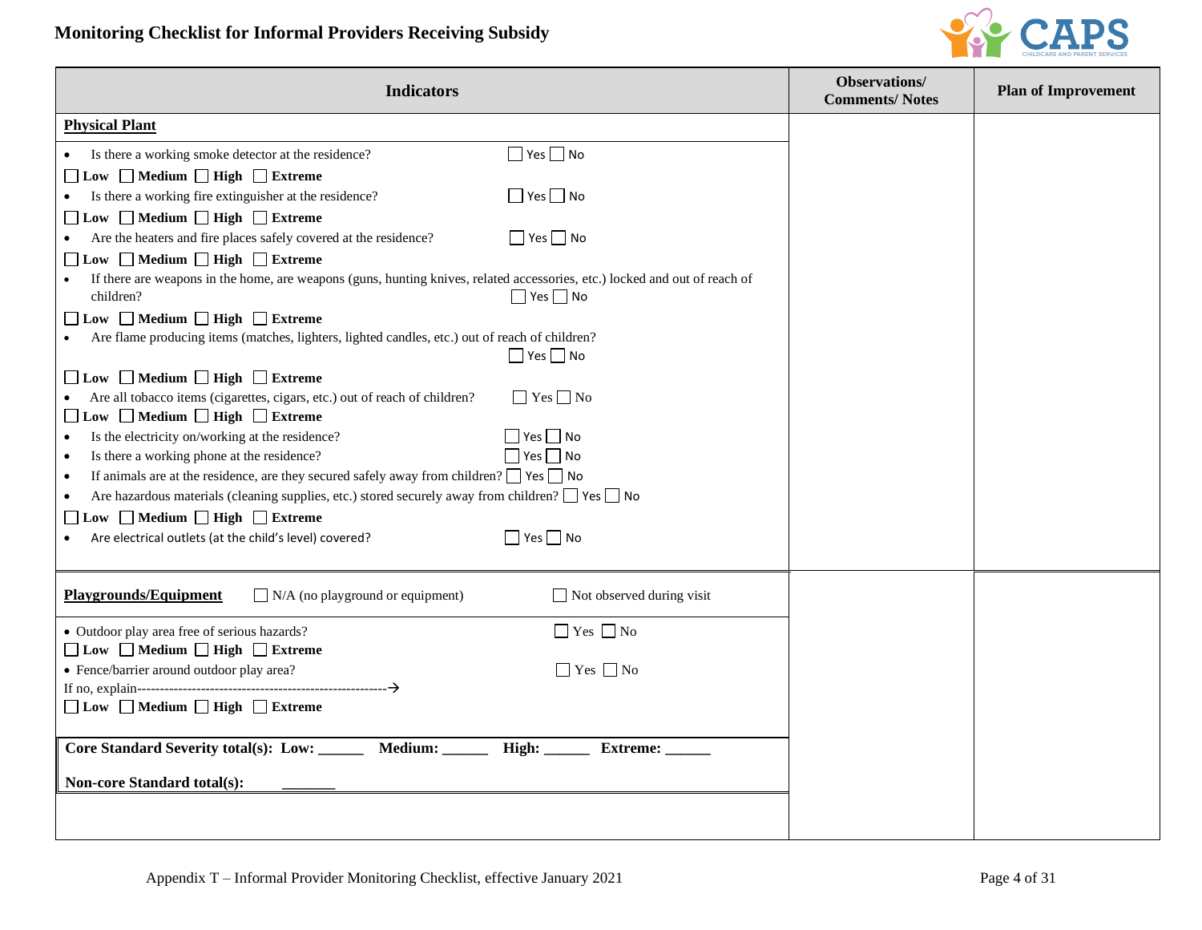# Monitoring Checklist for Informal Providers Receiving Subsidy

| Indicators | Observations/ Comments/ Notes | Plan of Improvement |
|---|---|---|
| **Physical Plant** | | |
| • Is there a working smoke detector at the residence? ☐ Yes ☐ No<br>☐ **Low** ☐ **Medium** ☐ **High** ☐ **Extreme**<br>• Is there a working fire extinguisher at the residence? ☐ Yes ☐ No<br>☐ **Low** ☐ **Medium** ☐ **High** ☐ **Extreme**<br>• Are the heaters and fire places safely covered at the residence? ☐ Yes ☐ No<br>☐ **Low** ☐ **Medium** ☐ **High** ☐ **Extreme**<br>• If there are weapons in the home, are weapons (guns, hunting knives, related accessories, etc.) locked and out of reach of children? ☐ Yes ☐ No<br>☐ **Low** ☐ **Medium** ☐ **High** ☐ **Extreme**<br>• Are flame producing items (matches, lighters, lighted candles, etc.) out of reach of children? ☐ Yes ☐ No<br>☐ **Low** ☐ **Medium** ☐ **High** ☐ **Extreme**<br>• Are all tobacco items (cigarettes, cigars, etc.) out of reach of children? ☐ Yes ☐ No<br>☐ **Low** ☐ **Medium** ☐ **High** ☐ **Extreme**<br>• Is the electricity on/working at the residence? ☐ Yes ☐ No<br>• Is there a working phone at the residence? ☐ Yes ☐ No<br>• If animals are at the residence, are they secured safely away from children? ☐ Yes ☐ No<br>• Are hazardous materials (cleaning supplies, etc.) stored securely away from children? ☐ Yes ☐ No<br>☐ **Low** ☐ **Medium** ☐ **High** ☐ **Extreme**<br>• Are electrical outlets (at the child's level) covered? ☐ Yes ☐ No | | |
| **Playgrounds/Equipment** ☐ N/A (no playground or equipment) ☐ Not observed during visit | | |
| • Outdoor play area free of serious hazards? ☐ Yes ☐ No<br>☐ **Low** ☐ **Medium** ☐ **High** ☐ **Extreme**<br>• Fence/barrier around outdoor play area? ☐ Yes ☐ No<br>If no, explain-------------------------------------------------------→<br>☐ **Low** ☐ **Medium** ☐ **High** ☐ **Extreme** | | |
| **Core Standard Severity total(s): Low: ______ Medium: ______ High: ______ Extreme: ______**<br><br>**Non-core Standard total(s): _______** | | |
| | | |

Appendix T – Informal Provider Monitoring Checklist, effective January 2021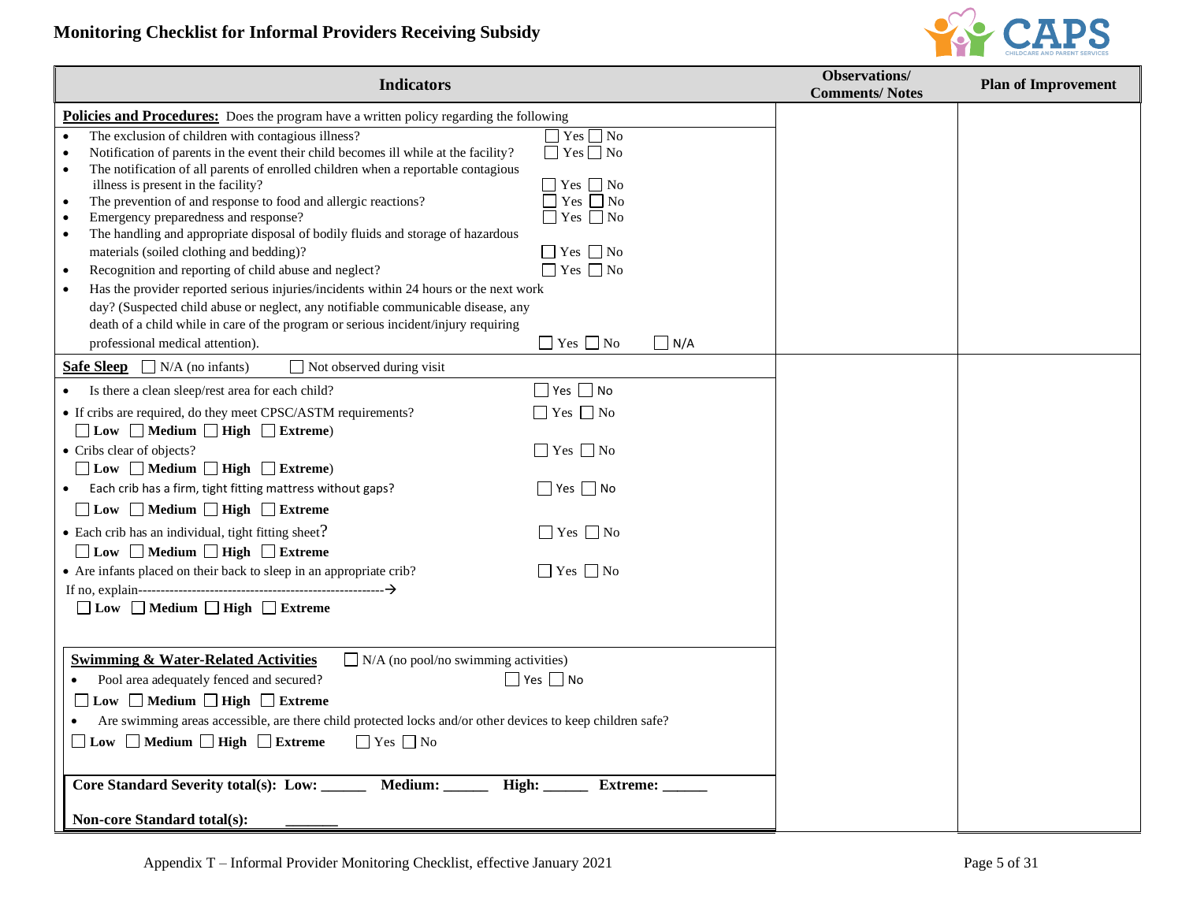# Monitoring Checklist for Informal Providers Receiving Subsidy

| Indicators | Observations/ Comments/ Notes | Plan of Improvement |
|---|---|---|
| **Policies and Procedures:** Does the program have a written policy regarding the following | | |
| • The exclusion of children with contagious illness? ☐ Yes ☐ No<br>• Notification of parents in the event their child becomes ill while at the facility? ☐ Yes ☐ No<br>• The notification of all parents of enrolled children when a reportable contagious illness is present in the facility? ☐ Yes ☐ No<br>• The prevention of and response to food and allergic reactions? ☐ Yes ☐ No<br>• Emergency preparedness and response? ☐ Yes ☐ No<br>• The handling and appropriate disposal of bodily fluids and storage of hazardous materials (soiled clothing and bedding)? ☐ Yes ☐ No<br>• Recognition and reporting of child abuse and neglect? ☐ Yes ☐ No<br>• Has the provider reported serious injuries/incidents within 24 hours or the next work day? (Suspected child abuse or neglect, any notifiable communicable disease, any death of a child while in care of the program or serious incident/injury requiring professional medical attention). ☐ Yes ☐ No ☐ N/A | | |
| **Safe Sleep** ☐ N/A (no infants) ☐ Not observed during visit | | |
| • Is there a clean sleep/rest area for each child? ☐ Yes ☐ No<br>• If cribs are required, do they meet CPSC/ASTM requirements? ☐ Yes ☐ No<br>☐ **Low** ☐ **Medium** ☐ **High** ☐ **Extreme**)<br>• Cribs clear of objects? ☐ Yes ☐ No<br>☐ **Low** ☐ **Medium** ☐ **High** ☐ **Extreme**)<br>• Each crib has a firm, tight fitting mattress without gaps? ☐ Yes ☐ No<br>☐ **Low** ☐ **Medium** ☐ **High** ☐ **Extreme**<br>• Each crib has an individual, tight fitting sheet? ☐ Yes ☐ No<br>☐ **Low** ☐ **Medium** ☐ **High** ☐ **Extreme**<br>• Are infants placed on their back to sleep in an appropriate crib? ☐ Yes ☐ No<br>If no, explain-------------------------------------------------------→<br>☐ **Low** ☐ **Medium** ☐ **High** ☐ **Extreme**<br><br>**Swimming & Water-Related Activities** ☐ N/A (no pool/no swimming activities)<br>• Pool area adequately fenced and secured? ☐ Yes ☐ No<br>☐ **Low** ☐ **Medium** ☐ **High** ☐ **Extreme**<br>• Are swimming areas accessible, are there child protected locks and/or other devices to keep children safe?<br>☐ **Low** ☐ **Medium** ☐ **High** ☐ **Extreme** ☐ Yes ☐ No<br><br>**Core Standard Severity total(s): Low: ______ Medium: ______ High: ______ Extreme: ______**<br><br>**Non-core Standard total(s):** ______ | | |

Appendix T – Informal Provider Monitoring Checklist, effective January 2021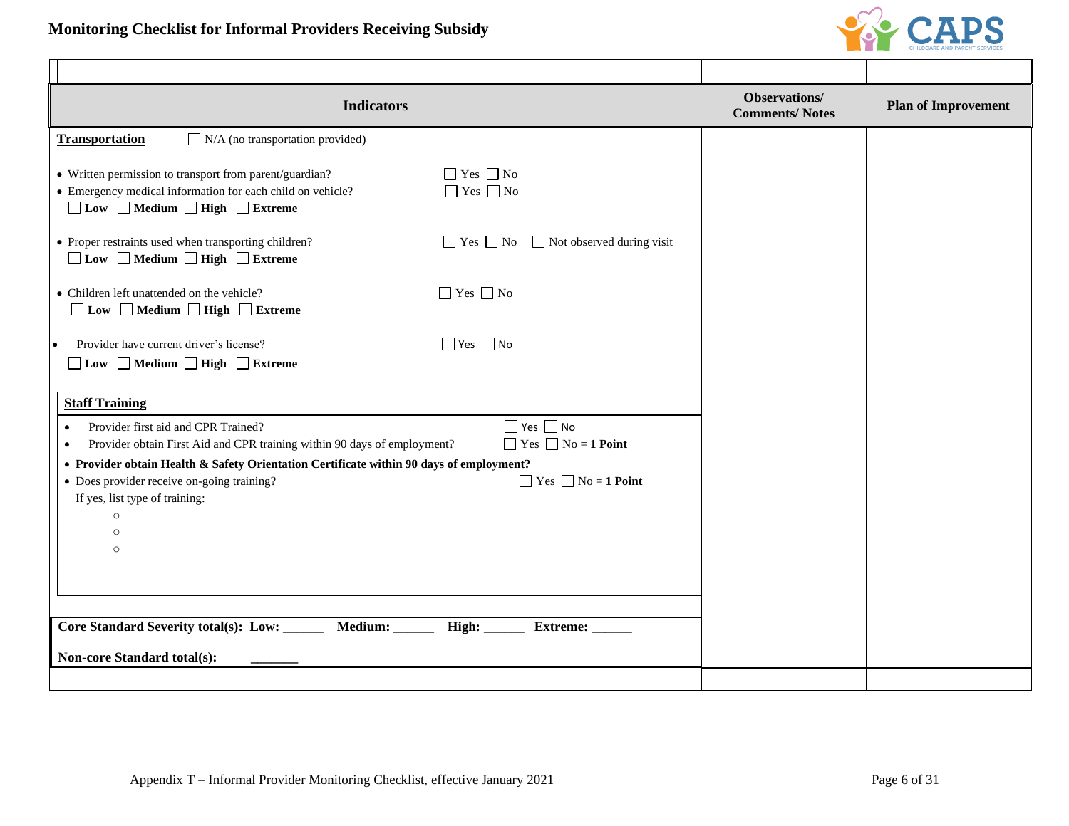# Monitoring Checklist for Informal Providers Receiving Subsidy

| Indicators | Observations/ Comments/ Notes | Plan of Improvement |
|---|---|---|
| **Transportation** ☐ N/A (no transportation provided) | | |
| • Written permission to transport from parent/guardian? ☐ Yes ☐ No | | |
| • Emergency medical information for each child on vehicle? ☐ Yes ☐ No<br>☐ **Low** ☐ **Medium** ☐ **High** ☐ **Extreme** | | |
| • Proper restraints used when transporting children? ☐ Yes ☐ No ☐ Not observed during visit<br>☐ **Low** ☐ **Medium** ☐ **High** ☐ **Extreme** | | |
| • Children left unattended on the vehicle? ☐ Yes ☐ No<br>☐ **Low** ☐ **Medium** ☐ **High** ☐ **Extreme** | | |
| • Provider have current driver's license? ☐ Yes ☐ No<br>☐ **Low** ☐ **Medium** ☐ **High** ☐ **Extreme** | | |
| **Staff Training** | | |
| • Provider first aid and CPR Trained? ☐ Yes ☐ No<br>• Provider obtain First Aid and CPR training within 90 days of employment? ☐ Yes ☐ No = **1 Point**<br>• **Provider obtain Health & Safety Orientation Certificate within 90 days of employment?**<br>• Does provider receive on-going training? ☐ Yes ☐ No = **1 Point**<br>If yes, list type of training:<br>○<br>○<br>○ | | |
| **Core Standard Severity total(s): Low: \_\_\_\_\_\_ Medium: \_\_\_\_\_\_ High: \_\_\_\_\_\_ Extreme: \_\_\_\_\_\_**<br>**Non-core Standard total(s): \_\_\_\_\_\_\_** | | |

Appendix T – Informal Provider Monitoring Checklist, effective January 2021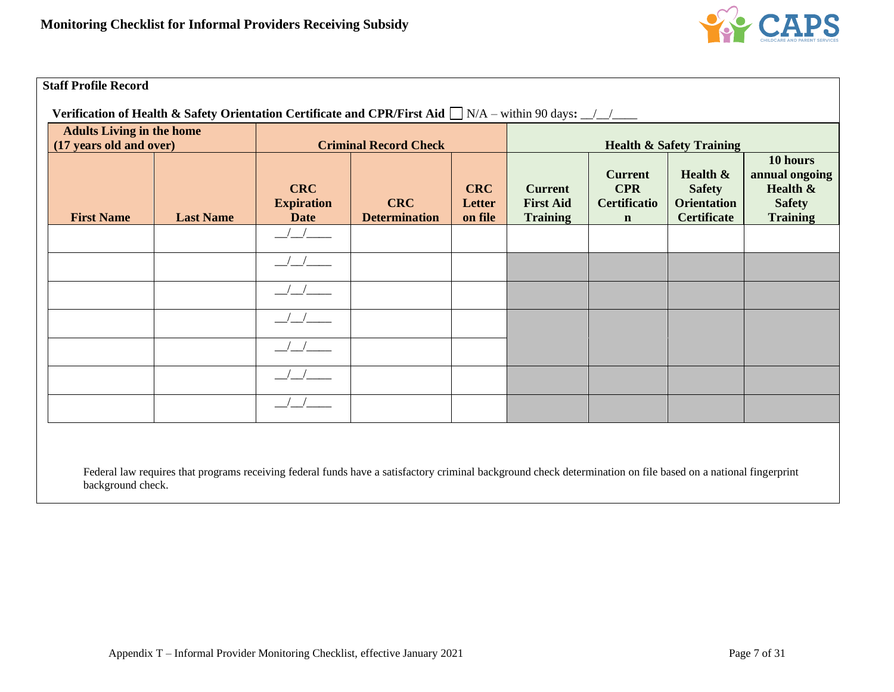**Monitoring Checklist for Informal Providers Receiving Subsidy**

**Staff Profile Record**

**Verification of Health & Safety Orientation Certificate and CPR/First Aid** ☐ N/A – within 90 days**:** __/__/____

| Adults Living in the home (17 years old and over) | | Criminal Record Check | | | Health & Safety Training | | | |
|---|---|---|---|---|---|---|---|---|
| **First Name** | **Last Name** | **CRC Expiration Date** | **CRC Determination** | **CRC Letter on file** | **Current First Aid Training** | **Current CPR Certification** | **Health & Safety Orientation Certificate** | **10 hours annual ongoing Health & Safety Training** |
| | | __/__/____ | | | | | | |
| | | __/__/____ | | | | | | |
| | | __/__/____ | | | | | | |
| | | __/__/____ | | | | | | |
| | | __/__/____ | | | | | | |
| | | __/__/____ | | | | | | |
| | | __/__/____ | | | | | | |

Federal law requires that programs receiving federal funds have a satisfactory criminal background check determination on file based on a national fingerprint background check.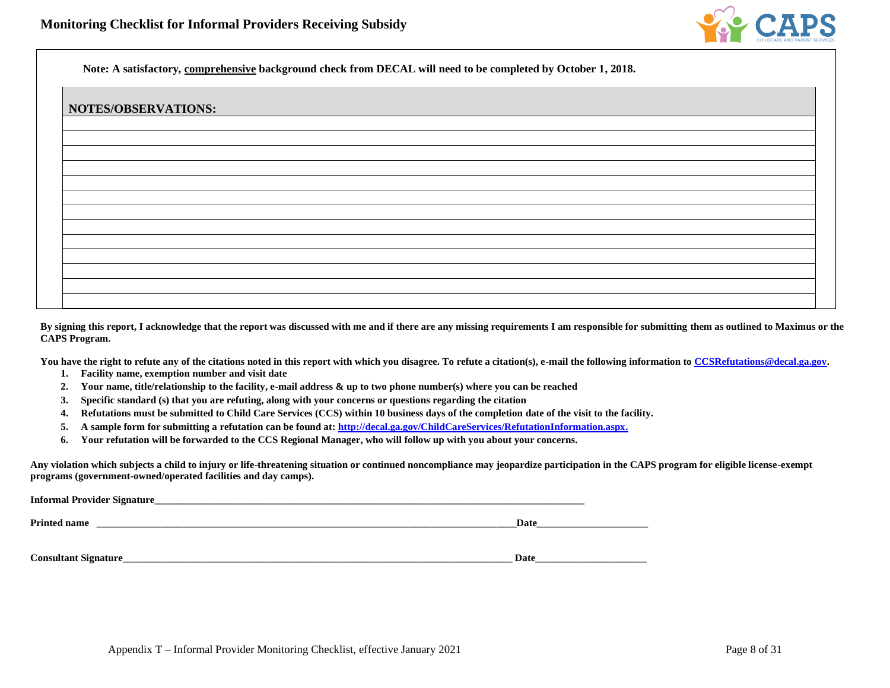**Note: A satisfactory, <u>comprehensive</u> background check from DECAL will need to be completed by October 1, 2018.**

| **NOTES/OBSERVATIONS:** |
|---|
| |
| |
| |
| |
| |
| |
| |
| |
| |
| |
| |
| |
| |

**By signing this report, I acknowledge that the report was discussed with me and if there are any missing requirements I am responsible for submitting them as outlined to Maximus or the CAPS Program.**

**You have the right to refute any of the citations noted in this report with which you disagree. To refute a citation(s), e-mail the following information to CCSRefutations@decal.ga.gov.**

1. **Facility name, exemption number and visit date**
2. **Your name, title/relationship to the facility, e-mail address & up to two phone number(s) where you can be reached**
3. **Specific standard (s) that you are refuting, along with your concerns or questions regarding the citation**
4. **Refutations must be submitted to Child Care Services (CCS) within 10 business days of the completion date of the visit to the facility.**
5. **A sample form for submitting a refutation can be found at: http://decal.ga.gov/ChildCareServices/RefutationInformation.aspx.**
6. **Your refutation will be forwarded to the CCS Regional Manager, who will follow up with you about your concerns.**

**Any violation which subjects a child to injury or life-threatening situation or continued noncompliance may jeopardize participation in the CAPS program for eligible license-exempt programs (government-owned/operated facilities and day camps).**

**Informal Provider Signature**_________________________________________________________________________________________

**Printed name** _________________________________________________________________________________________**Date**______________________

**Consultant Signature**_________________________________________________________________________________ **Date**_______________________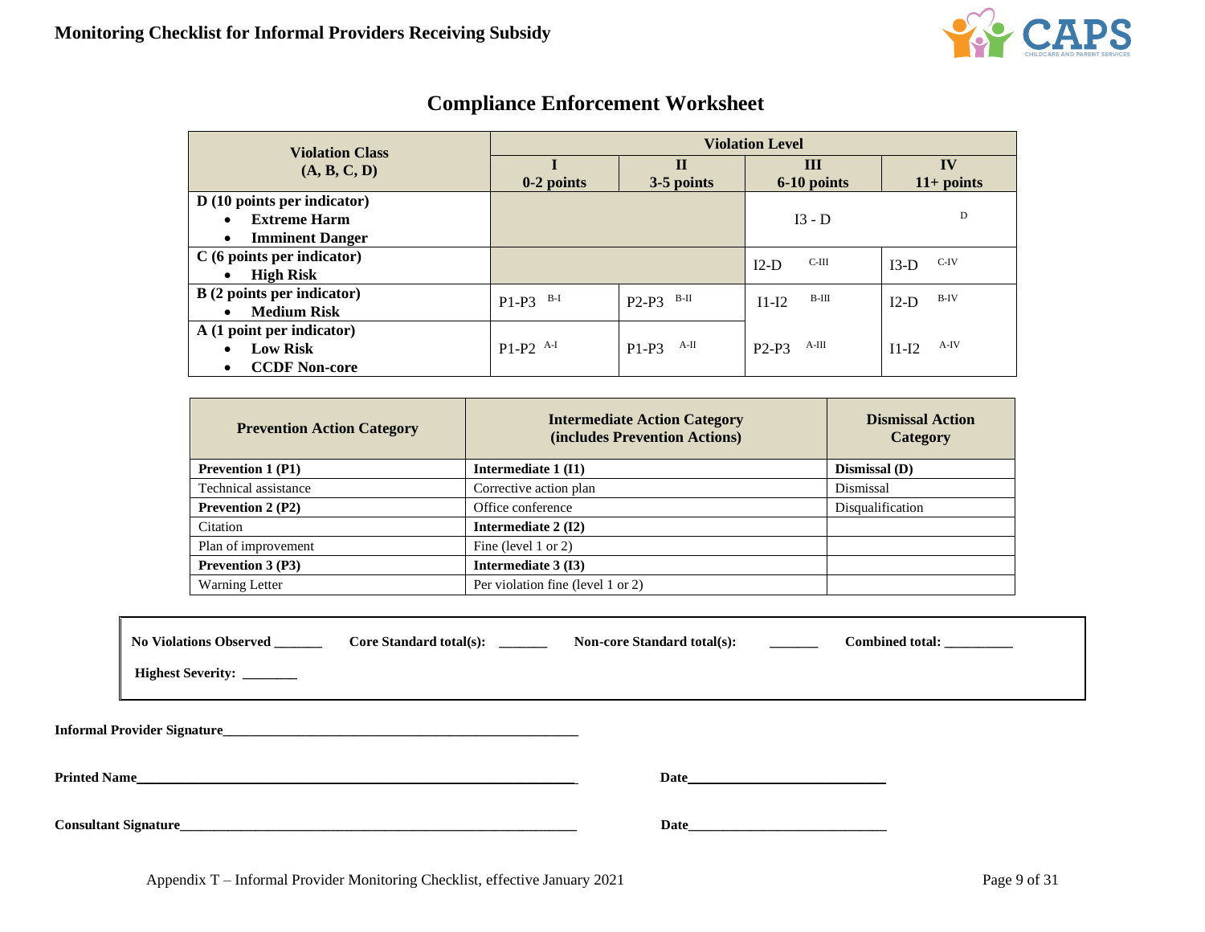# Monitoring Checklist for Informal Providers Receiving Subsidy

## Compliance Enforcement Worksheet

| Violation Class (A, B, C, D) | Violation Level | | | |
|---|---|---|---|---|
| | I 0-2 points | II 3-5 points | III 6-10 points | IV 11+ points |
| **D (10 points per indicator)** • **Extreme Harm** • **Imminent Danger** | | | I3 - D | D |
| **C (6 points per indicator)** • **High Risk** | | | I2-D C-III | I3-D C-IV |
| **B (2 points per indicator)** • **Medium Risk** | P1-P3 B-I | P2-P3 B-II | I1-I2 B-III | I2-D B-IV |
| **A (1 point per indicator)** • **Low Risk** • **CCDF Non-core** | P1-P2 A-I | P1-P3 A-II | P2-P3 A-III | I1-I2 A-IV |

| Prevention Action Category | Intermediate Action Category (includes Prevention Actions) | Dismissal Action Category |
|---|---|---|
| **Prevention 1 (P1)** | **Intermediate 1 (I1)** | **Dismissal (D)** |
| Technical assistance | Corrective action plan | Dismissal |
| **Prevention 2 (P2)** | Office conference | Disqualification |
| Citation | **Intermediate 2 (I2)** | |
| Plan of improvement | Fine (level 1 or 2) | |
| **Prevention 3 (P3)** | **Intermediate 3 (I3)** | |
| Warning Letter | Per violation fine (level 1 or 2) | |

**No Violations Observed** ______ **Core Standard total(s):** ______ **Non-core Standard total(s):** ______ **Combined total:** _________

**Highest Severity:** _______

**Informal Provider Signature**_____________________________________________________

**Printed Name**_____________________________________________________________ **Date**_____________________________

**Consultant Signature**_______________________________________________________ **Date**_____________________________

Appendix T – Informal Provider Monitoring Checklist, effective January 2021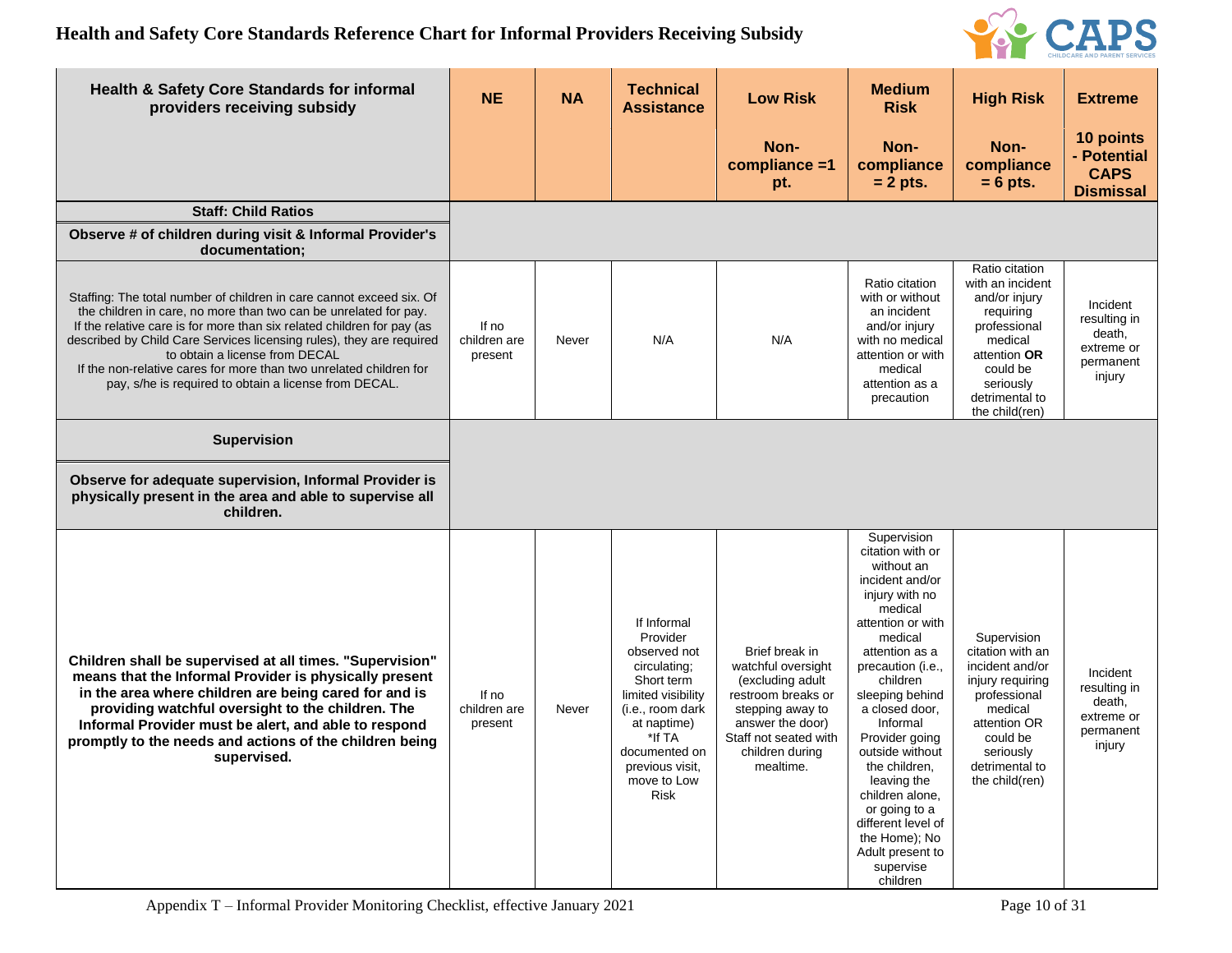# Health and Safety Core Standards Reference Chart for Informal Providers Receiving Subsidy

| Health & Safety Core Standards for informal providers receiving subsidy | NE | NA | Technical Assistance | Low Risk Non-compliance =1 pt. | Medium Risk Non-compliance = 2 pts. | High Risk Non-compliance = 6 pts. | Extreme 10 points - Potential CAPS Dismissal |
|---|---|---|---|---|---|---|---|
| **Staff: Child Ratios** | | | | | | | |
| **Observe # of children during visit & Informal Provider's documentation;** | | | | | | | |
| Staffing: The total number of children in care cannot exceed six. Of the children in care, no more than two can be unrelated for pay. If the relative care is for more than six related children for pay (as described by Child Care Services licensing rules), they are required to obtain a license from DECAL If the non-relative cares for more than two unrelated children for pay, s/he is required to obtain a license from DECAL. | If no children are present | Never | N/A | N/A | Ratio citation with or without an incident and/or injury with no medical attention or with medical attention as a precaution | Ratio citation with an incident and/or injury requiring professional medical attention **OR** could be seriously detrimental to the child(ren) | Incident resulting in death, extreme or permanent injury |
| **Supervision** | | | | | | | |
| **Observe for adequate supervision, Informal Provider is physically present in the area and able to supervise all children.** | | | | | | | |
| **Children shall be supervised at all times. "Supervision" means that the Informal Provider is physically present in the area where children are being cared for and is providing watchful oversight to the children. The Informal Provider must be alert, and able to respond promptly to the needs and actions of the children being supervised.** | If no children are present | Never | If Informal Provider observed not circulating; Short term limited visibility (i.e., room dark at naptime) *If TA documented on previous visit, move to Low Risk | Brief break in watchful oversight (excluding adult restroom breaks or stepping away to answer the door) Staff not seated with children during mealtime. | Supervision citation with or without an incident and/or injury with no medical attention or with medical attention as a precaution (i.e., children sleeping behind a closed door, Informal Provider going outside without the children, leaving the children alone, or going to a different level of the Home); No Adult present to supervise children | Supervision citation with an incident and/or injury requiring professional medical attention OR could be seriously detrimental to the child(ren) | Incident resulting in death, extreme or permanent injury |

Appendix T – Informal Provider Monitoring Checklist, effective January 2021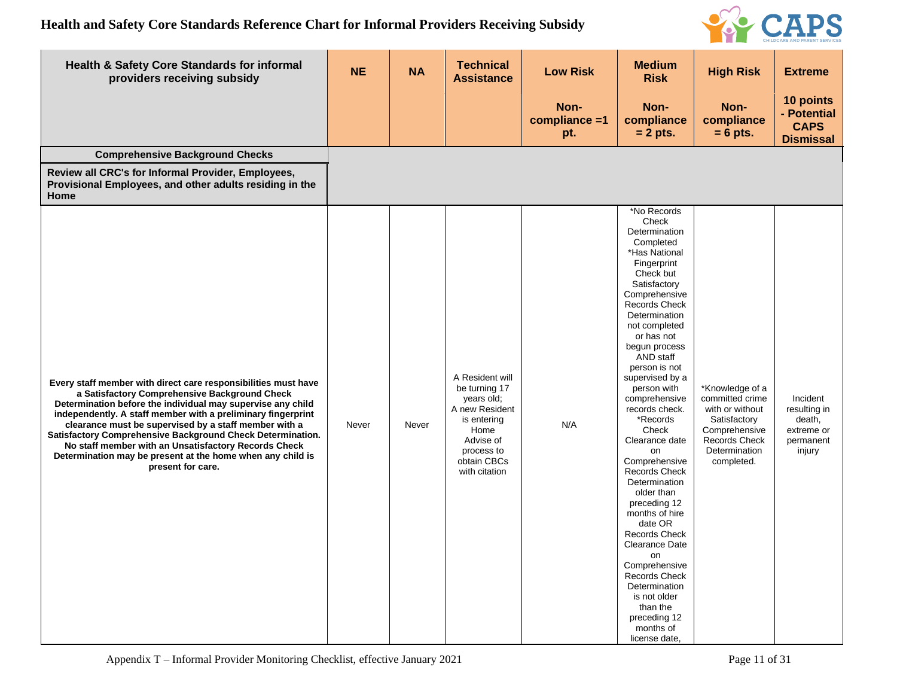# Health and Safety Core Standards Reference Chart for Informal Providers Receiving Subsidy

| Health & Safety Core Standards for informal providers receiving subsidy | NE | NA | Technical Assistance | Low Risk Non-compliance =1 pt. | Medium Risk Non-compliance = 2 pts. | High Risk Non-compliance = 6 pts. | Extreme 10 points - Potential CAPS Dismissal |
|---|---|---|---|---|---|---|---|
| **Comprehensive Background Checks** | | | | | | | |
| **Review all CRC's for Informal Provider, Employees, Provisional Employees, and other adults residing in the Home** | | | | | | | |
| **Every staff member with direct care responsibilities must have a Satisfactory Comprehensive Background Check Determination before the individual may supervise any child independently. A staff member with a preliminary fingerprint clearance must be supervised by a staff member with a Satisfactory Comprehensive Background Check Determination. No staff member with an Unsatisfactory Records Check Determination may be present at the home when any child is present for care.** | Never | Never | A Resident will be turning 17 years old; A new Resident is entering Home Advise of process to obtain CBCs with citation | N/A | *No Records Check Determination Completed *Has National Fingerprint Check but Satisfactory Comprehensive Records Check Determination not completed or has not begun process AND staff person is not supervised by a person with comprehensive records check. *Records Check Clearance date on Comprehensive Records Check Determination older than preceding 12 months of hire date OR Records Check Clearance Date on Comprehensive Records Check Determination is not older than the preceding 12 months of license date, | *Knowledge of a committed crime with or without Satisfactory Comprehensive Records Check Determination completed. | Incident resulting in death, extreme or permanent injury |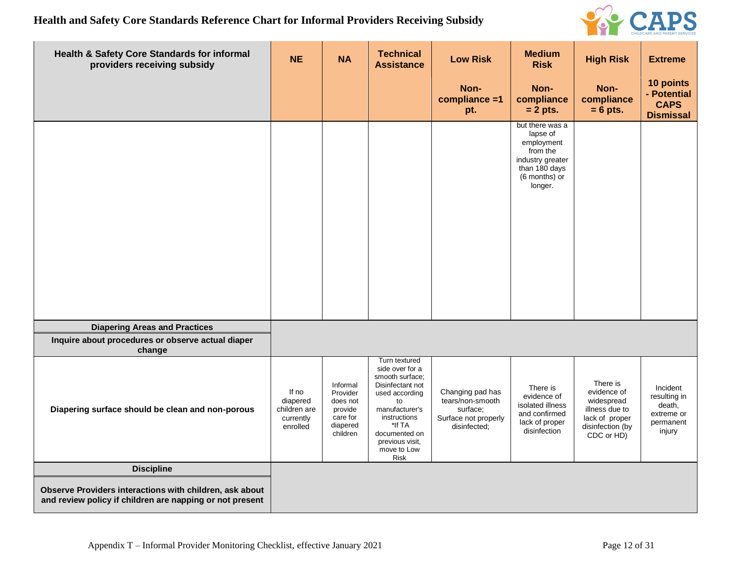## Health and Safety Core Standards Reference Chart for Informal Providers Receiving Subsidy

| Health & Safety Core Standards for informal providers receiving subsidy | NE | NA | Technical Assistance | Low Risk | Medium Risk | High Risk | Extreme |
|---|---|---|---|---|---|---|---|
| | | | | Non-compliance =1 pt. | Non-compliance = 2 pts. | Non-compliance = 6 pts. | 10 points - Potential CAPS Dismissal |
| | | | | | but there was a lapse of employment from the industry greater than 180 days (6 months) or longer. | | |
| **Diapering Areas and Practices** | | | | | | | |
| **Inquire about procedures or observe actual diaper change** | | | | | | | |
| **Diapering surface should be clean and non-porous** | If no diapered children are currently enrolled | Informal Provider does not provide care for diapered children | Turn textured side over for a smooth surface; Disinfectant not used according to manufacturer's instructions *If TA documented on previous visit, move to Low Risk | Changing pad has tears/non-smooth surface; Surface not properly disinfected; | There is evidence of isolated illness and confirmed lack of proper disinfection | There is evidence of widespread illness due to lack of proper disinfection (by CDC or HD) | Incident resulting in death, extreme or permanent injury |
| **Discipline** | | | | | | | |
| **Observe Providers interactions with children, ask about and review policy if children are napping or not present** | | | | | | | |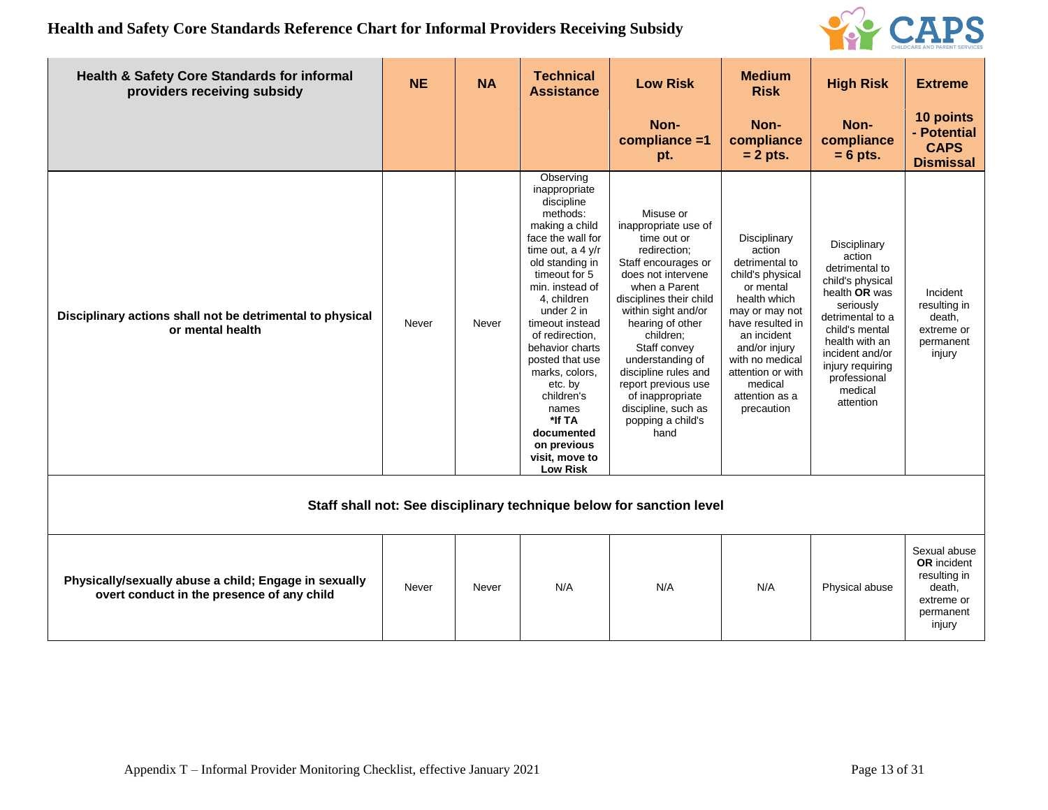# Health and Safety Core Standards Reference Chart for Informal Providers Receiving Subsidy

| Health & Safety Core Standards for informal providers receiving subsidy | NE | NA | Technical Assistance | Low Risk | Medium Risk | High Risk | Extreme |
|---|---|---|---|---|---|---|---|
| | | | | Non-compliance =1 pt. | Non-compliance = 2 pts. | Non-compliance = 6 pts. | 10 points - Potential CAPS Dismissal |
| **Disciplinary actions shall not be detrimental to physical or mental health** | Never | Never | Observing inappropriate discipline methods: making a child face the wall for time out, a 4 y/r old standing in timeout for 5 min. instead of 4, children under 2 in timeout instead of redirection, behavior charts posted that use marks, colors, etc. by children's names **\*If TA documented on previous visit, move to Low Risk** | Misuse or inappropriate use of time out or redirection; Staff encourages or does not intervene when a Parent disciplines their child within sight and/or hearing of other children; Staff convey understanding of discipline rules and report previous use of inappropriate discipline, such as popping a child's hand | Disciplinary action detrimental to child's physical or mental health which may or may not have resulted in an incident and/or injury with no medical attention or with medical attention as a precaution | Disciplinary action detrimental to child's physical health **OR** was seriously detrimental to a child's mental health with an incident and/or injury requiring professional medical attention | Incident resulting in death, extreme or permanent injury |
| **Staff shall not: See disciplinary technique below for sanction level** | | | | | | | |
| **Physically/sexually abuse a child; Engage in sexually overt conduct in the presence of any child** | Never | Never | N/A | N/A | N/A | Physical abuse | Sexual abuse **OR** incident resulting in death, extreme or permanent injury |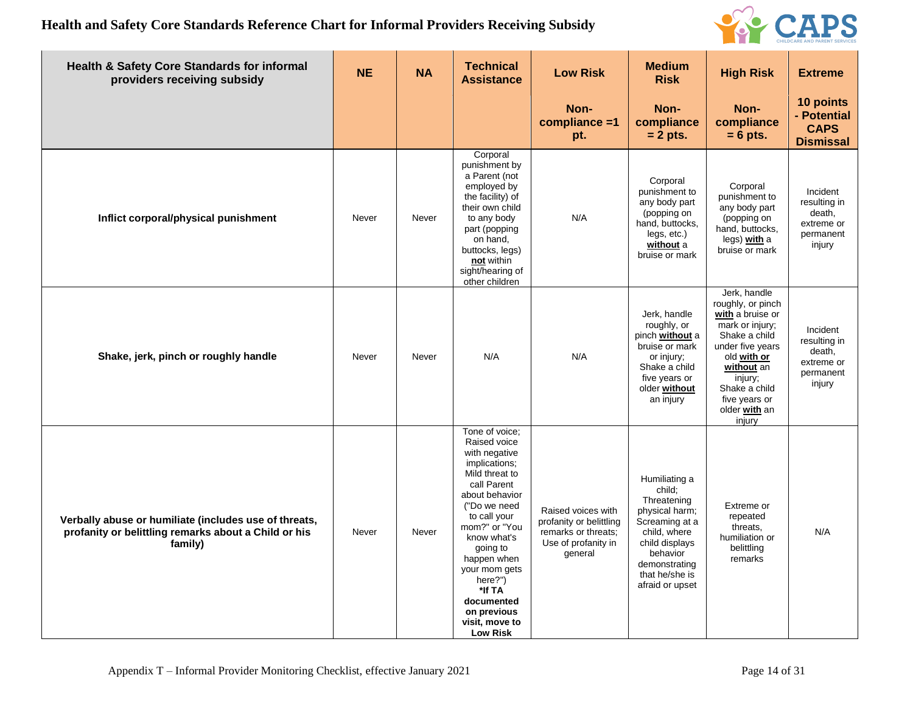# Health and Safety Core Standards Reference Chart for Informal Providers Receiving Subsidy

| Health & Safety Core Standards for informal providers receiving subsidy | NE | NA | Technical Assistance | Low Risk | Medium Risk | High Risk | Extreme |
|---|---|---|---|---|---|---|---|
| | | | | Non-compliance =1 pt. | Non-compliance = 2 pts. | Non-compliance = 6 pts. | 10 points - Potential CAPS Dismissal |
| **Inflict corporal/physical punishment** | Never | Never | Corporal punishment by a Parent (not employed by the facility) of their own child to any body part (popping on hand, buttocks, legs) **not** within sight/hearing of other children | N/A | Corporal punishment to any body part (popping on hand, buttocks, legs, etc.) **without** a bruise or mark | Corporal punishment to any body part (popping on hand, buttocks, legs) **with** a bruise or mark | Incident resulting in death, extreme or permanent injury |
| **Shake, jerk, pinch or roughly handle** | Never | Never | N/A | N/A | Jerk, handle roughly, or pinch **without** a bruise or mark or injury; Shake a child five years or older **without** an injury | Jerk, handle roughly, or pinch **with** a bruise or mark or injury; Shake a child under five years old **with or without** an injury; Shake a child five years or older **with** an injury | Incident resulting in death, extreme or permanent injury |
| **Verbally abuse or humiliate (includes use of threats, profanity or belittling remarks about a Child or his family)** | Never | Never | Tone of voice; Raised voice with negative implications; Mild threat to call Parent about behavior ("Do we need to call your mom?" or "You know what's going to happen when your mom gets here?") **\*If TA documented on previous visit, move to Low Risk** | Raised voices with profanity or belittling remarks or threats; Use of profanity in general | Humiliating a child; Threatening physical harm; Screaming at a child, where child displays behavior demonstrating that he/she is afraid or upset | Extreme or repeated threats, humiliation or belittling remarks | N/A |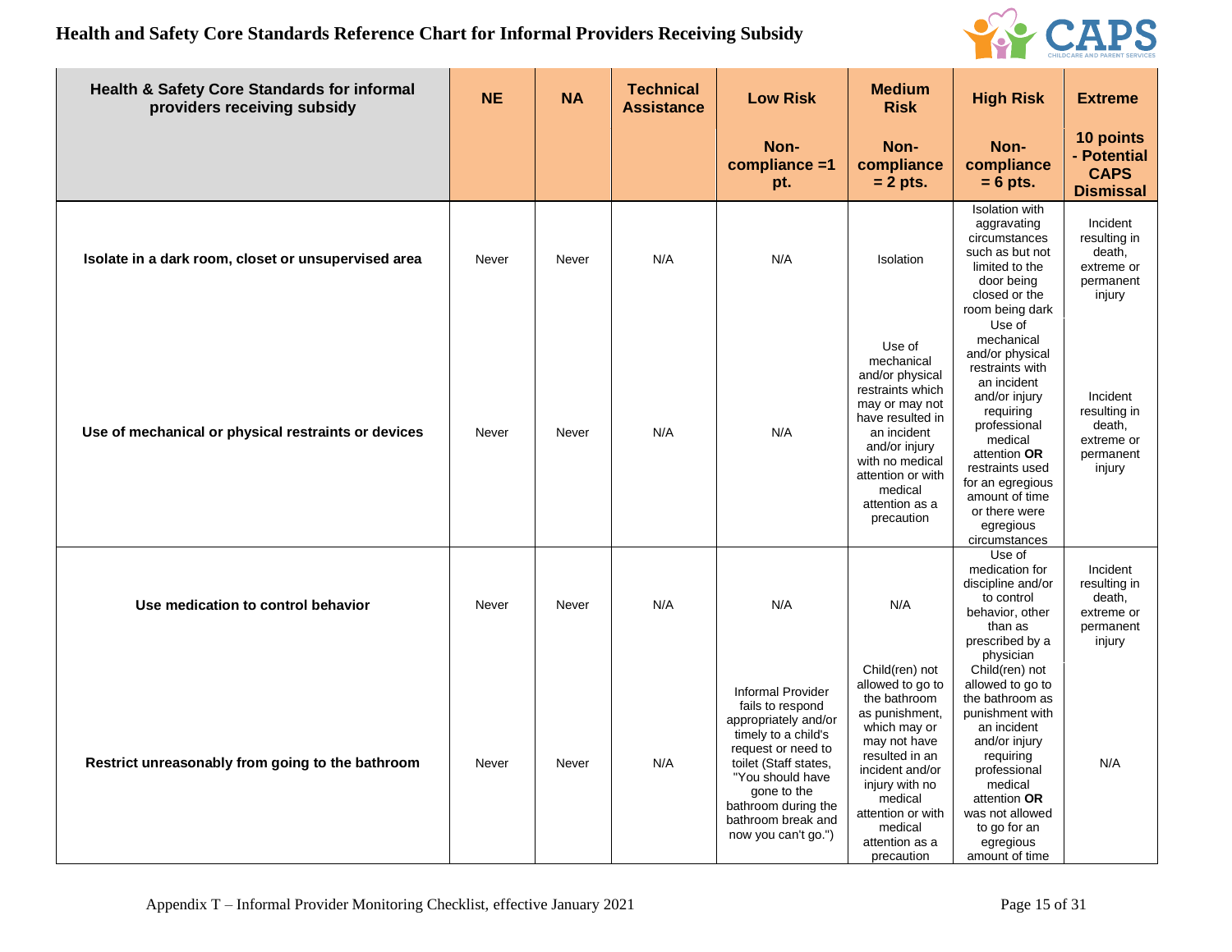# Health and Safety Core Standards Reference Chart for Informal Providers Receiving Subsidy

| Health & Safety Core Standards for informal providers receiving subsidy | NE | NA | Technical Assistance | Low Risk | Medium Risk | High Risk | Extreme |
|---|---|---|---|---|---|---|---|
| | | | | Non-compliance =1 pt. | Non-compliance = 2 pts. | Non-compliance = 6 pts. | 10 points - Potential CAPS Dismissal |
| **Isolate in a dark room, closet or unsupervised area** | Never | Never | N/A | N/A | Isolation | Isolation with aggravating circumstances such as but not limited to the door being closed or the room being dark | Incident resulting in death, extreme or permanent injury |
| **Use of mechanical or physical restraints or devices** | Never | Never | N/A | N/A | Use of mechanical and/or physical restraints which may or may not have resulted in an incident and/or injury with no medical attention or with medical attention as a precaution | Use of mechanical and/or physical restraints with an incident and/or injury requiring professional medical attention **OR** restraints used for an egregious amount of time or there were egregious circumstances | Incident resulting in death, extreme or permanent injury |
| **Use medication to control behavior** | Never | Never | N/A | N/A | N/A | Use of medication for discipline and/or to control behavior, other than as prescribed by a physician | Incident resulting in death, extreme or permanent injury |
| **Restrict unreasonably from going to the bathroom** | Never | Never | N/A | Informal Provider fails to respond appropriately and/or timely to a child's request or need to toilet (Staff states, "You should have gone to the bathroom during the bathroom break and now you can't go.") | Child(ren) not allowed to go to the bathroom as punishment, which may or may not have resulted in an incident and/or injury with no medical attention or with medical attention as a precaution | Child(ren) not allowed to go to the bathroom as punishment with an incident and/or injury requiring professional medical attention **OR** was not allowed to go for an egregious amount of time | N/A |

Appendix T – Informal Provider Monitoring Checklist, effective January 2021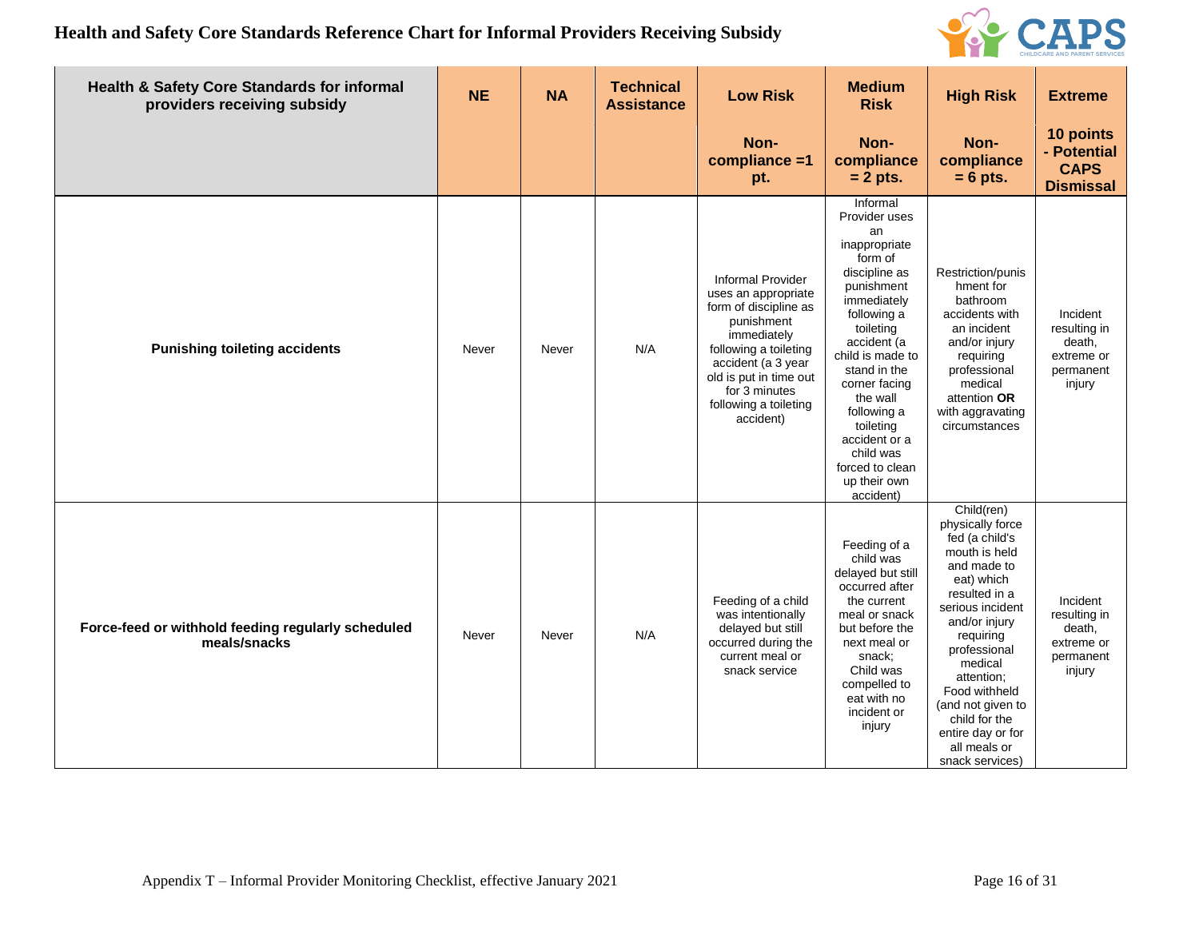# Health and Safety Core Standards Reference Chart for Informal Providers Receiving Subsidy

| Health & Safety Core Standards for informal providers receiving subsidy | NE | NA | Technical Assistance | Low Risk | Medium Risk | High Risk | Extreme |
|---|---|---|---|---|---|---|---|
| | | | | Non-compliance =1 pt. | Non-compliance = 2 pts. | Non-compliance = 6 pts. | 10 points - Potential CAPS Dismissal |
| **Punishing toileting accidents** | Never | Never | N/A | Informal Provider uses an appropriate form of discipline as punishment immediately following a toileting accident (a 3 year old is put in time out for 3 minutes following a toileting accident) | Informal Provider uses an inappropriate form of discipline as punishment immediately following a toileting accident (a child is made to stand in the corner facing the wall following a toileting accident or a child was forced to clean up their own accident) | Restriction/punishment for bathroom accidents with an incident and/or injury requiring professional medical attention **OR** with aggravating circumstances | Incident resulting in death, extreme or permanent injury |
| **Force-feed or withhold feeding regularly scheduled meals/snacks** | Never | Never | N/A | Feeding of a child was intentionally delayed but still occurred during the current meal or snack service | Feeding of a child was delayed but still occurred after the current meal or snack but before the next meal or snack; Child was compelled to eat with no incident or injury | Child(ren) physically force fed (a child's mouth is held and made to eat) which resulted in a serious incident and/or injury requiring professional medical attention; Food withheld (and not given to child for the entire day or for all meals or snack services) | Incident resulting in death, extreme or permanent injury |

Appendix T – Informal Provider Monitoring Checklist, effective January 2021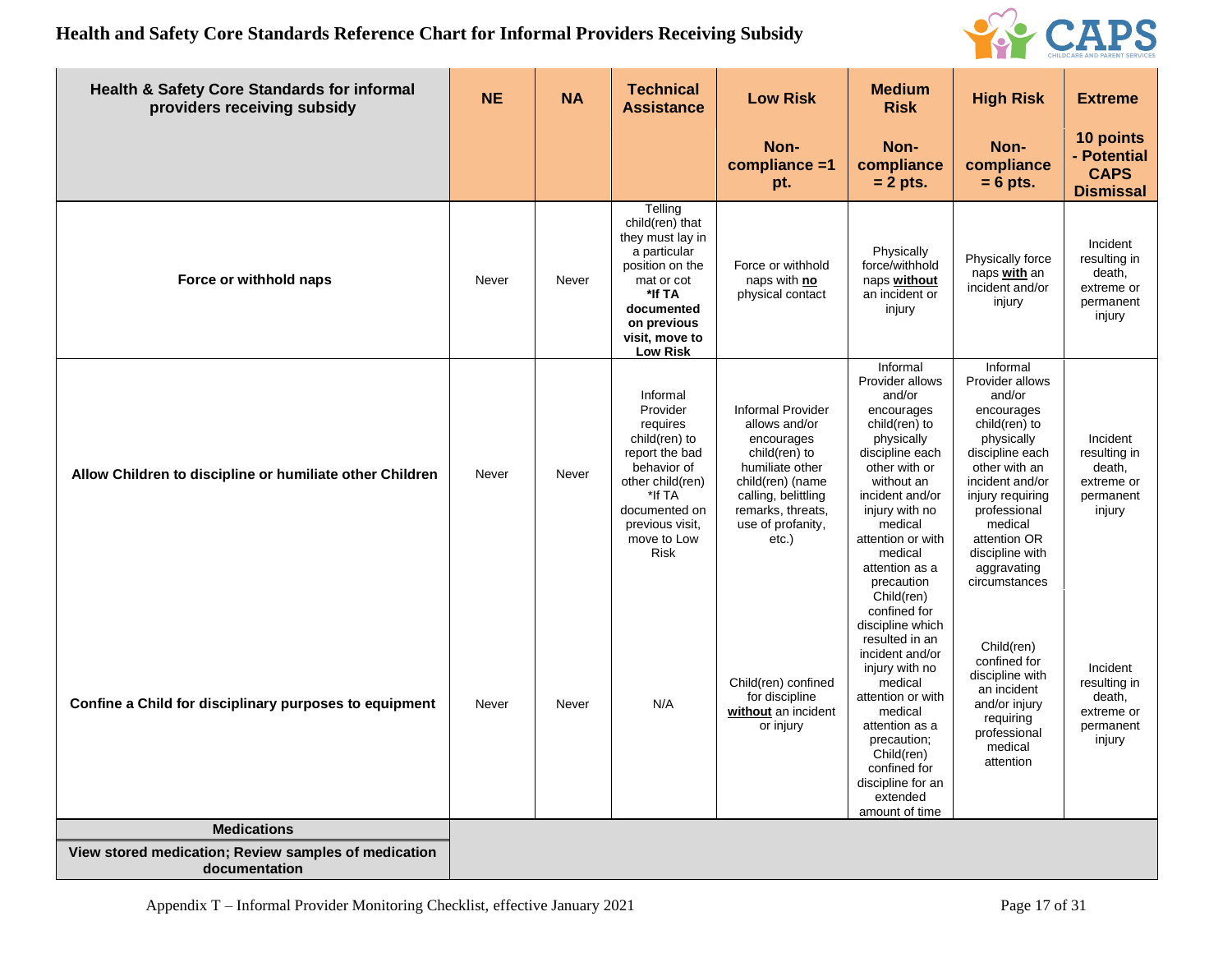# Health and Safety Core Standards Reference Chart for Informal Providers Receiving Subsidy

| Health & Safety Core Standards for informal providers receiving subsidy | NE | NA | Technical Assistance | Low Risk | Medium Risk | High Risk | Extreme |
|---|---|---|---|---|---|---|---|
| | | | | Non-compliance =1 pt. | Non-compliance = 2 pts. | Non-compliance = 6 pts. | 10 points - Potential CAPS Dismissal |
| **Force or withhold naps** | Never | Never | Telling child(ren) that they must lay in a particular position on the mat or cot **\*If TA documented on previous visit, move to Low Risk** | Force or withhold naps with **no** physical contact | Physically force/withhold naps **without** an incident or injury | Physically force naps **with** an incident and/or injury | Incident resulting in death, extreme or permanent injury |
| **Allow Children to discipline or humiliate other Children** | Never | Never | Informal Provider requires child(ren) to report the bad behavior of other child(ren) \*If TA documented on previous visit, move to Low Risk | Informal Provider allows and/or encourages child(ren) to humiliate other child(ren) (name calling, belittling remarks, threats, use of profanity, etc.) | Informal Provider allows and/or encourages child(ren) to physically discipline each other with or without an incident and/or injury with no medical attention or with medical attention as a precaution | Informal Provider allows and/or encourages child(ren) to physically discipline each other with an incident and/or injury requiring professional medical attention OR discipline with aggravating circumstances | Incident resulting in death, extreme or permanent injury |
| **Confine a Child for disciplinary purposes to equipment** | Never | Never | N/A | Child(ren) confined for discipline **without** an incident or injury | Child(ren) confined for discipline which resulted in an incident and/or injury with no medical attention or with medical attention as a precaution; Child(ren) confined for discipline for an extended amount of time | Child(ren) confined for discipline with an incident and/or injury requiring professional medical attention | Incident resulting in death, extreme or permanent injury |
| **Medications** | | | | | | | |
| **View stored medication; Review samples of medication documentation** | | | | | | | |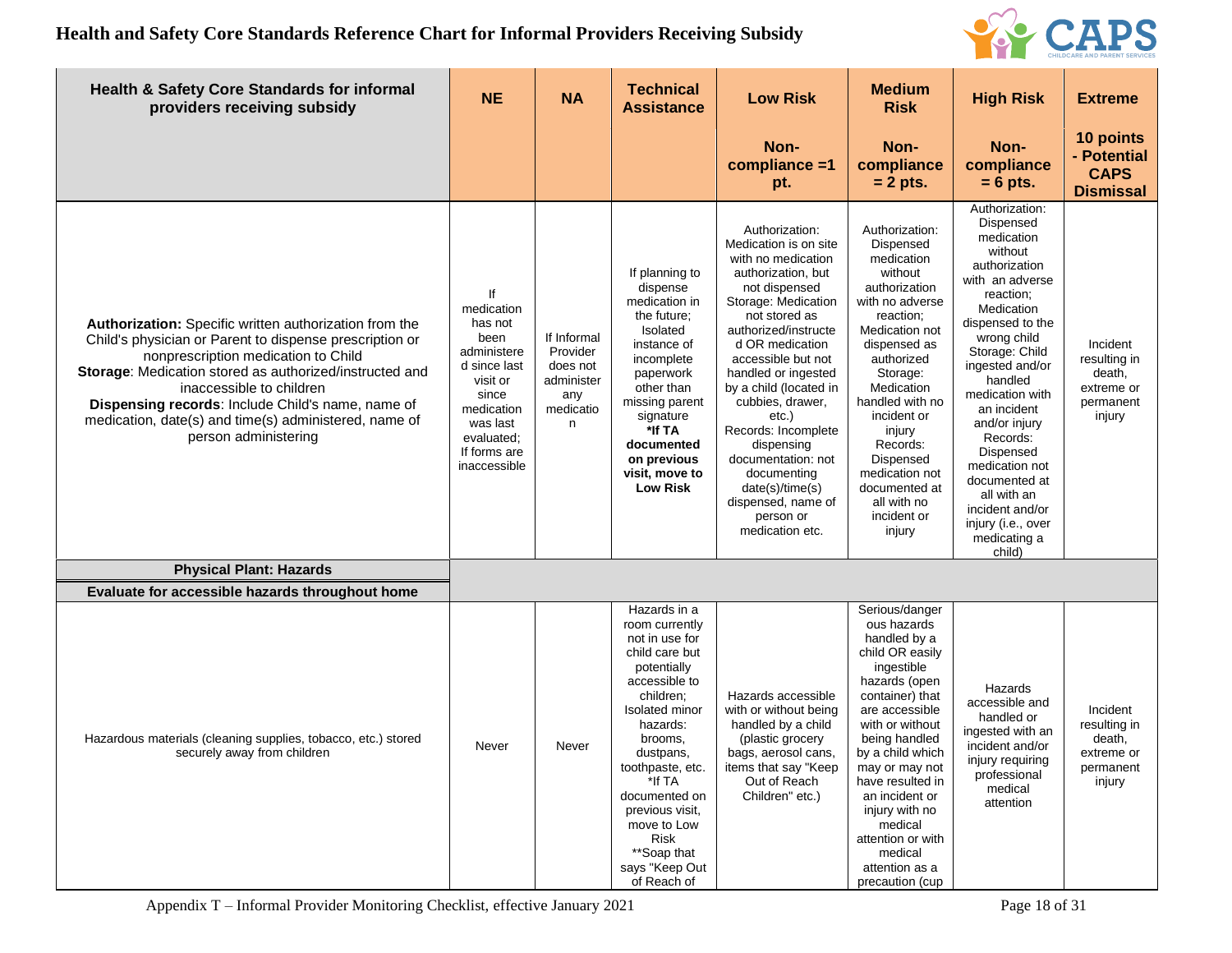# Health and Safety Core Standards Reference Chart for Informal Providers Receiving Subsidy

| Health & Safety Core Standards for informal providers receiving subsidy | NE | NA | Technical Assistance | Low Risk | Medium Risk | High Risk | Extreme |
|---|---|---|---|---|---|---|---|
| | | | | Non-compliance =1 pt. | Non-compliance = 2 pts. | Non-compliance = 6 pts. | 10 points - Potential CAPS Dismissal |
| **Authorization:** Specific written authorization from the Child's physician or Parent to dispense prescription or nonprescription medication to Child **Storage**: Medication stored as authorized/instructed and inaccessible to children **Dispensing records**: Include Child's name, name of medication, date(s) and time(s) administered, name of person administering | If medication has not been administered since last visit or since medication was last evaluated; If forms are inaccessible | If Informal Provider does not administer any medication | If planning to dispense medication in the future; Isolated instance of incomplete paperwork other than missing parent signature **\*If TA documented on previous visit, move to Low Risk** | Authorization: Medication is on site with no medication authorization, but not dispensed Storage: Medication not stored as authorized/instructed OR medication accessible but not handled or ingested by a child (located in cubbies, drawer, etc.) Records: Incomplete dispensing documentation: not documenting date(s)/time(s) dispensed, name of person or medication etc. | Authorization: Dispensed medication without authorization with no adverse reaction; Medication not dispensed as authorized Storage: Medication handled with no incident or injury Records: Dispensed medication not documented at all with no incident or injury | Authorization: Dispensed medication without authorization with an adverse reaction; Medication dispensed to the wrong child Storage: Child ingested and/or handled medication with an incident and/or injury Records: Dispensed medication not documented at all with an incident and/or injury (i.e., over medicating a child) | Incident resulting in death, extreme or permanent injury |
| **Physical Plant: Hazards** | | | | | | | |
| **Evaluate for accessible hazards throughout home** | | | | | | | |
| Hazardous materials (cleaning supplies, tobacco, etc.) stored securely away from children | Never | Never | Hazards in a room currently not in use for child care but potentially accessible to children; Isolated minor hazards: brooms, dustpans, toothpaste, etc. \*If TA documented on previous visit, move to Low Risk \*\*Soap that says "Keep Out of Reach of | Hazards accessible with or without being handled by a child (plastic grocery bags, aerosol cans, items that say "Keep Out of Reach Children" etc.) | Serious/dangerous hazards handled by a child OR easily ingestible hazards (open container) that are accessible with or without being handled by a child which may or may not have resulted in an incident or injury with no medical attention or with medical attention as a precaution (cup | Hazards accessible and handled or ingested with an incident and/or injury requiring professional medical attention | Incident resulting in death, extreme or permanent injury |

Appendix T – Informal Provider Monitoring Checklist, effective January 2021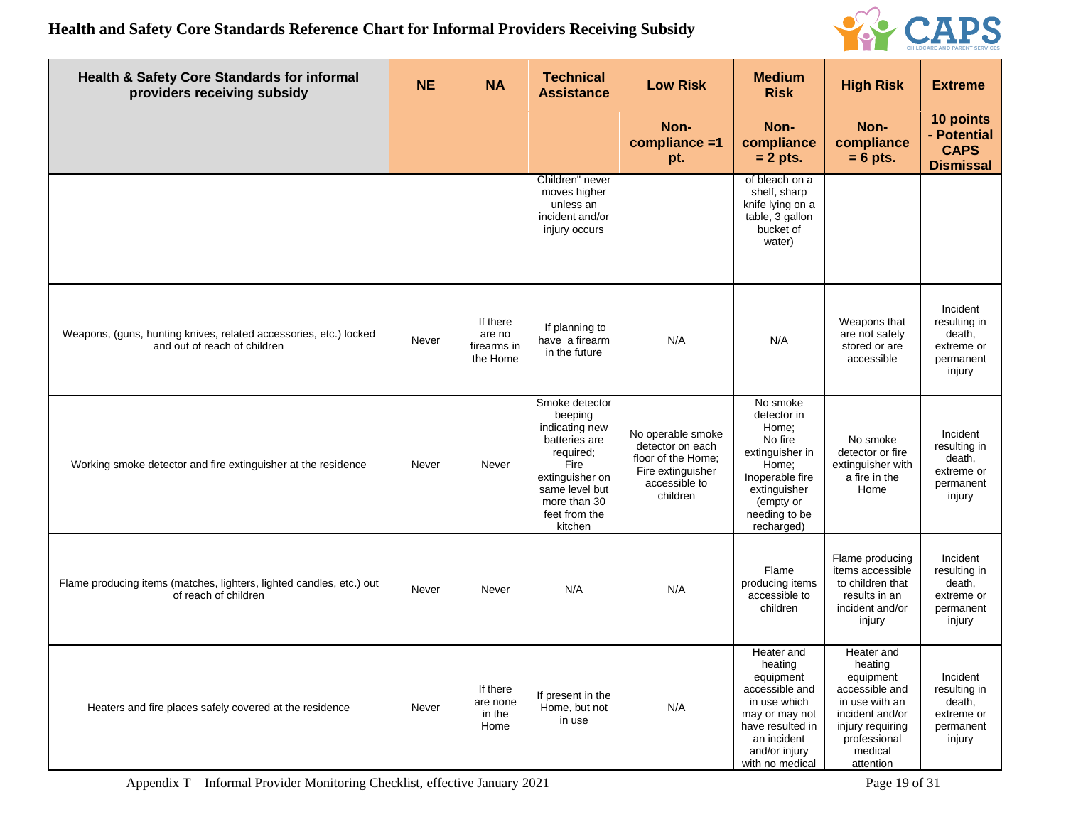# Health and Safety Core Standards Reference Chart for Informal Providers Receiving Subsidy

| Health & Safety Core Standards for informal providers receiving subsidy | NE | NA | Technical Assistance | Low Risk | Medium Risk | High Risk | Extreme |
|---|---|---|---|---|---|---|---|
| | | | | Non-compliance =1 pt. | Non-compliance = 2 pts. | Non-compliance = 6 pts. | 10 points - Potential CAPS Dismissal |
| | | | Children" never moves higher unless an incident and/or injury occurs | | of bleach on a shelf, sharp knife lying on a table, 3 gallon bucket of water) | | |
| Weapons, (guns, hunting knives, related accessories, etc.) locked and out of reach of children | Never | If there are no firearms in the Home | If planning to have a firearm in the future | N/A | N/A | Weapons that are not safely stored or are accessible | Incident resulting in death, extreme or permanent injury |
| Working smoke detector and fire extinguisher at the residence | Never | Never | Smoke detector beeping indicating new batteries are required; Fire extinguisher on same level but more than 30 feet from the kitchen | No operable smoke detector on each floor of the Home; Fire extinguisher accessible to children | No smoke detector in Home; No fire extinguisher in Home; Inoperable fire extinguisher (empty or needing to be recharged) | No smoke detector or fire extinguisher with a fire in the Home | Incident resulting in death, extreme or permanent injury |
| Flame producing items (matches, lighters, lighted candles, etc.) out of reach of children | Never | Never | N/A | N/A | Flame producing items accessible to children | Flame producing items accessible to children that results in an incident and/or injury | Incident resulting in death, extreme or permanent injury |
| Heaters and fire places safely covered at the residence | Never | If there are none in the Home | If present in the Home, but not in use | N/A | Heater and heating equipment accessible and in use which may or may not have resulted in an incident and/or injury with no medical | Heater and heating equipment accessible and in use with an incident and/or injury requiring professional medical attention | Incident resulting in death, extreme or permanent injury |

Appendix T – Informal Provider Monitoring Checklist, effective January 2021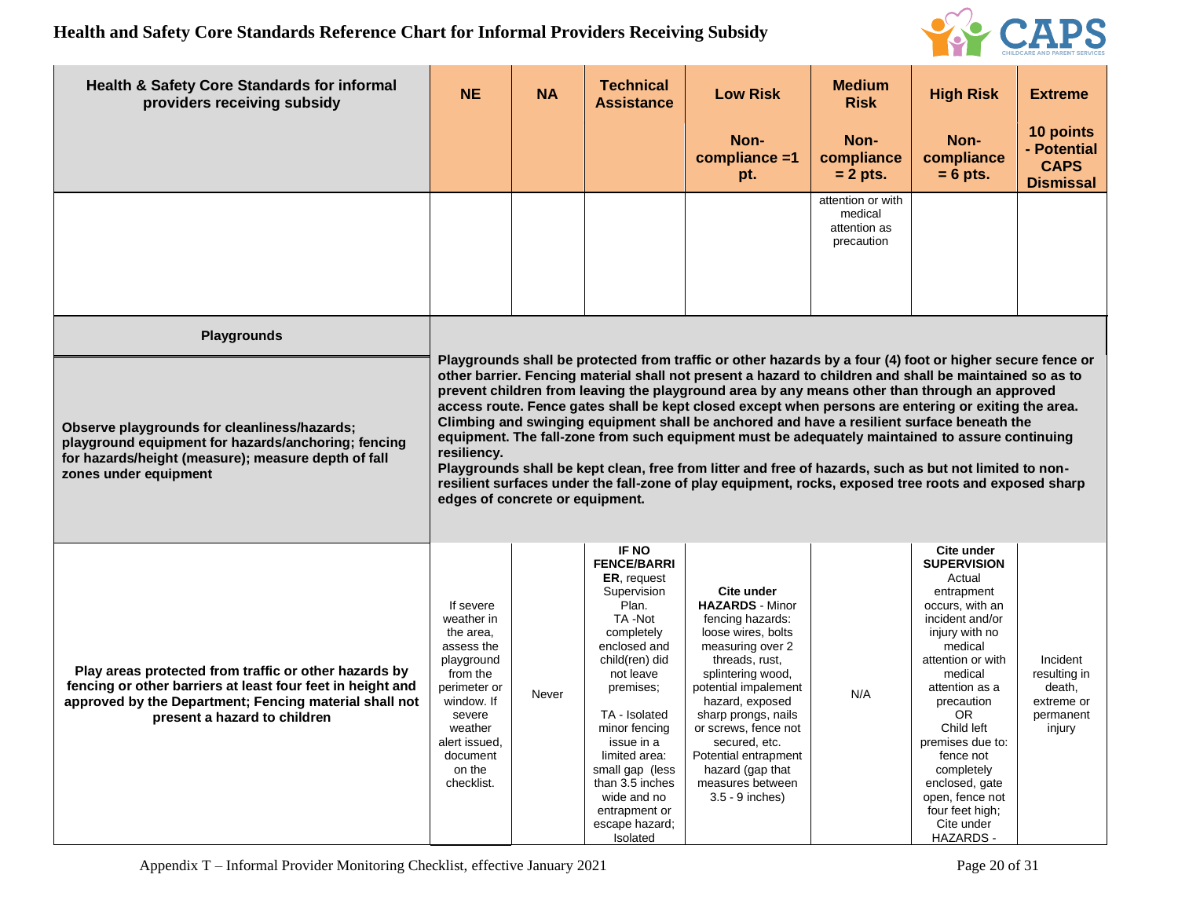# Health and Safety Core Standards Reference Chart for Informal Providers Receiving Subsidy

| Health & Safety Core Standards for informal providers receiving subsidy | NE | NA | Technical Assistance | Low Risk | Medium Risk | High Risk | Extreme |
|---|---|---|---|---|---|---|---|
| | | | | Non-compliance =1 pt. | Non-compliance = 2 pts. | Non-compliance = 6 pts. | 10 points - Potential CAPS Dismissal |
| | | | | | attention or with medical attention as precaution | | |
| **Playgrounds** | | | | | | | |
| **Observe playgrounds for cleanliness/hazards; playground equipment for hazards/anchoring; fencing for hazards/height (measure); measure depth of fall zones under equipment** | **Playgrounds shall be protected from traffic or other hazards by a four (4) foot or higher secure fence or other barrier. Fencing material shall not present a hazard to children and shall be maintained so as to prevent children from leaving the playground area by any means other than through an approved access route. Fence gates shall be kept closed except when persons are entering or exiting the area. Climbing and swinging equipment shall be anchored and have a resilient surface beneath the equipment. The fall-zone from such equipment must be adequately maintained to assure continuing resiliency. Playgrounds shall be kept clean, free from litter and free of hazards, such as but not limited to non-resilient surfaces under the fall-zone of play equipment, rocks, exposed tree roots and exposed sharp edges of concrete or equipment.** | | | | | | |
| **Play areas protected from traffic or other hazards by fencing or other barriers at least four feet in height and approved by the Department; Fencing material shall not present a hazard to children** | If severe weather in the area, assess the playground from the perimeter or window. If severe weather alert issued, document on the checklist. | Never | **IF NO FENCE/BARRIER**, request Supervision Plan. TA -Not completely enclosed and child(ren) did not leave premises; TA - Isolated minor fencing issue in a limited area: small gap (less than 3.5 inches wide and no entrapment or escape hazard; Isolated | **Cite under HAZARDS** - Minor fencing hazards: loose wires, bolts measuring over 2 threads, rust, splintering wood, potential impalement hazard, exposed sharp prongs, nails or screws, fence not secured, etc. Potential entrapment hazard (gap that measures between 3.5 - 9 inches) | N/A | **Cite under SUPERVISION** Actual entrapment occurs, with an incident and/or injury with no medical attention or with medical attention as a precaution OR Child left premises due to: fence not completely enclosed, gate open, fence not four feet high; Cite under HAZARDS - | Incident resulting in death, extreme or permanent injury |

Appendix T – Informal Provider Monitoring Checklist, effective January 2021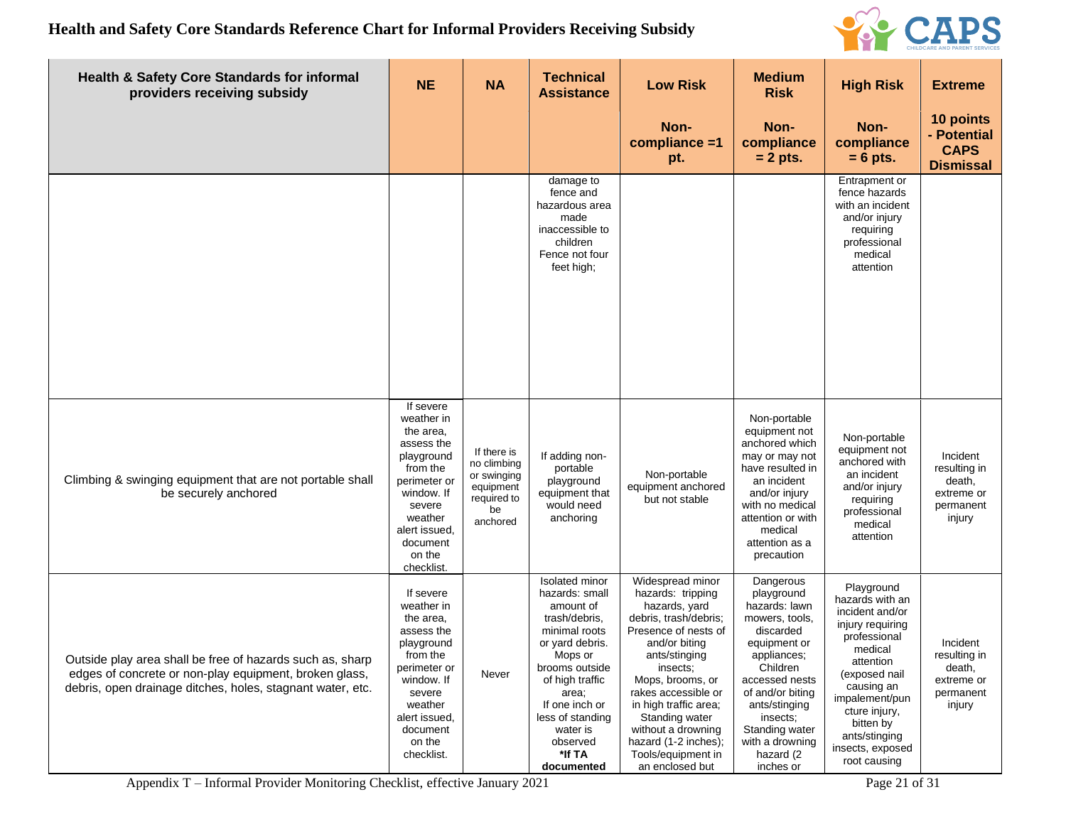# Health and Safety Core Standards Reference Chart for Informal Providers Receiving Subsidy

| Health & Safety Core Standards for informal providers receiving subsidy | NE | NA | Technical Assistance | Low Risk | Medium Risk | High Risk | Extreme |
|---|---|---|---|---|---|---|---|
| | | | | Non-compliance =1 pt. | Non-compliance = 2 pts. | Non-compliance = 6 pts. | 10 points - Potential CAPS Dismissal |
| | | | damage to fence and hazardous area made inaccessible to children Fence not four feet high; | | | Entrapment or fence hazards with an incident and/or injury requiring professional medical attention | |
| Climbing & swinging equipment that are not portable shall be securely anchored | If severe weather in the area, assess the playground from the perimeter or window. If severe weather alert issued, document on the checklist. | If there is no climbing or swinging equipment required to be anchored | If adding non-portable playground equipment that would need anchoring | Non-portable equipment anchored but not stable | Non-portable equipment not anchored which may or may not have resulted in an incident and/or injury with no medical attention or with medical attention as a precaution | Non-portable equipment not anchored with an incident and/or injury requiring professional medical attention | Incident resulting in death, extreme or permanent injury |
| Outside play area shall be free of hazards such as, sharp edges of concrete or non-play equipment, broken glass, debris, open drainage ditches, holes, stagnant water, etc. | If severe weather in the area, assess the playground from the perimeter or window. If severe weather alert issued, document on the checklist. | Never | Isolated minor hazards: small amount of trash/debris, minimal roots or yard debris. Mops or brooms outside of high traffic area; If one inch or less of standing water is observed **\*If TA documented** | Widespread minor hazards: tripping hazards, yard debris, trash/debris; Presence of nests of and/or biting ants/stinging insects; Mops, brooms, or rakes accessible or in high traffic area; Standing water without a drowning hazard (1-2 inches); Tools/equipment in an enclosed but | Dangerous playground hazards: lawn mowers, tools, discarded equipment or appliances; Children accessed nests of and/or biting ants/stinging insects; Standing water with a drowning hazard (2 inches or | Playground hazards with an incident and/or injury requiring professional medical attention (exposed nail causing an impalement/puncture injury, bitten by ants/stinging insects, exposed root causing | Incident resulting in death, extreme or permanent injury |

Appendix T – Informal Provider Monitoring Checklist, effective January 2021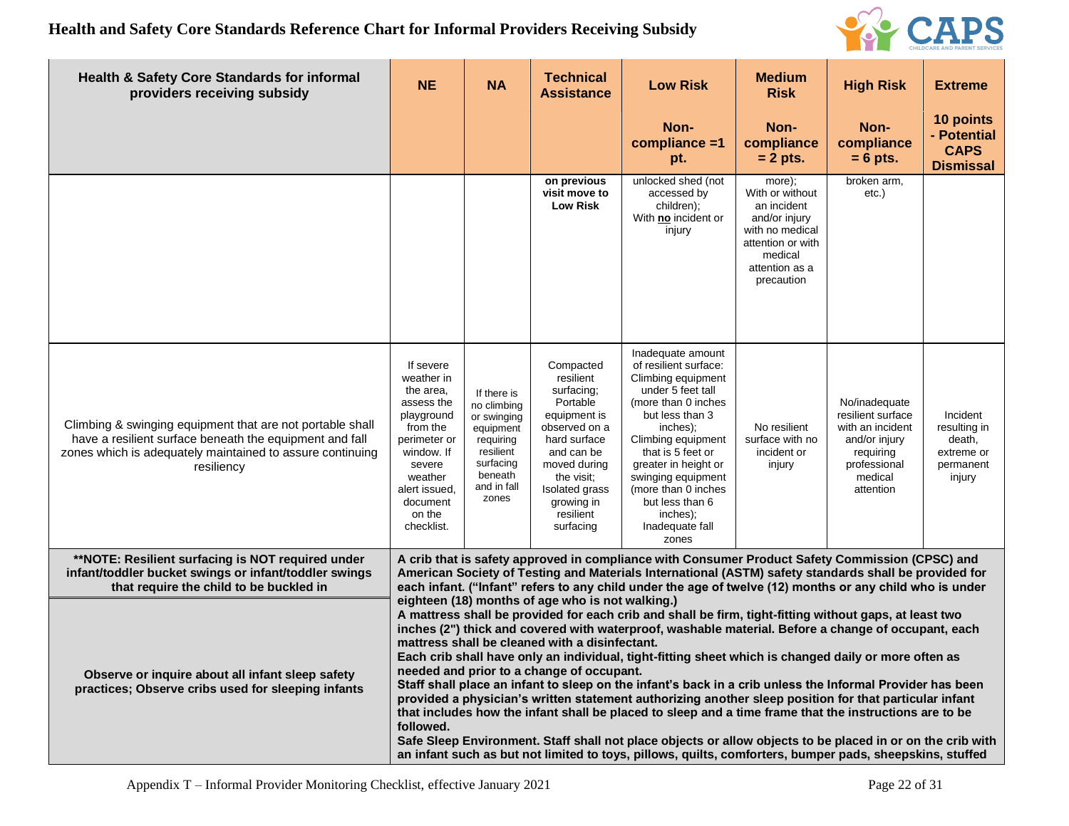# Health and Safety Core Standards Reference Chart for Informal Providers Receiving Subsidy

| Health & Safety Core Standards for informal providers receiving subsidy | NE | NA | Technical Assistance | Low Risk | Medium Risk | High Risk | Extreme |
|---|---|---|---|---|---|---|---|
| | | | | Non-compliance =1 pt. | Non-compliance = 2 pts. | Non-compliance = 6 pts. | 10 points - Potential CAPS Dismissal |
| | | | **on previous visit move to Low Risk** | unlocked shed (not accessed by children); With **no** incident or injury | more); With or without an incident and/or injury with no medical attention or with medical attention as a precaution | broken arm, etc.) | |
| Climbing & swinging equipment that are not portable shall have a resilient surface beneath the equipment and fall zones which is adequately maintained to assure continuing resiliency | If severe weather in the area, assess the playground from the perimeter or window. If severe weather alert issued, document on the checklist. | If there is no climbing or swinging equipment requiring resilient surfacing beneath and in fall zones | Compacted resilient surfacing; Portable equipment is observed on a hard surface and can be moved during the visit; Isolated grass growing in resilient surfacing | Inadequate amount of resilient surface: Climbing equipment under 5 feet tall (more than 0 inches but less than 3 inches); Climbing equipment that is 5 feet or greater in height or swinging equipment (more than 0 inches but less than 6 inches); Inadequate fall zones | No resilient surface with no incident or injury | No/inadequate resilient surface with an incident and/or injury requiring professional medical attention | Incident resulting in death, extreme or permanent injury |
| **\*\*NOTE: Resilient surfacing is NOT required under infant/toddler bucket swings or infant/toddler swings that require the child to be buckled in** | **A crib that is safety approved in compliance with Consumer Product Safety Commission (CPSC) and American Society of Testing and Materials International (ASTM) safety standards shall be provided for each infant. ("Infant" refers to any child under the age of twelve (12) months or any child who is under eighteen (18) months of age who is not walking.)** **A mattress shall be provided for each crib and shall be firm, tight-fitting without gaps, at least two inches (2") thick and covered with waterproof, washable material. Before a change of occupant, each mattress shall be cleaned with a disinfectant.** **Each crib shall have only an individual, tight-fitting sheet which is changed daily or more often as needed and prior to a change of occupant.** **Staff shall place an infant to sleep on the infant's back in a crib unless the Informal Provider has been provided a physician's written statement authorizing another sleep position for that particular infant that includes how the infant shall be placed to sleep and a time frame that the instructions are to be followed.** **Safe Sleep Environment. Staff shall not place objects or allow objects to be placed in or on the crib with an infant such as but not limited to toys, pillows, quilts, comforters, bumper pads, sheepskins, stuffed** | | | | | | |
| **Observe or inquire about all infant sleep safety practices; Observe cribs used for sleeping infants** | | | | | | | |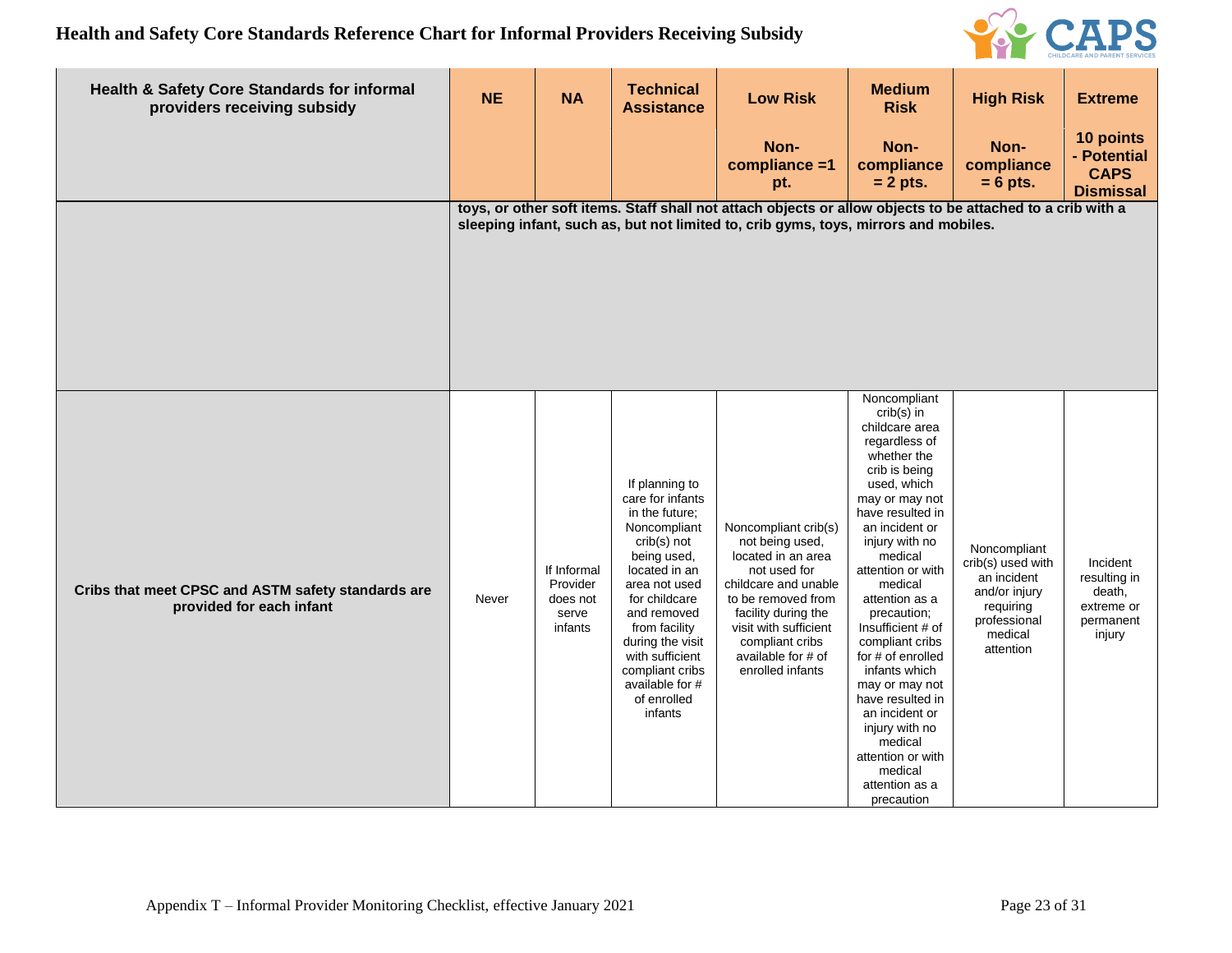# Health and Safety Core Standards Reference Chart for Informal Providers Receiving Subsidy

| Health & Safety Core Standards for informal providers receiving subsidy | NE | NA | Technical Assistance | Low Risk | Medium Risk | High Risk | Extreme |
|---|---|---|---|---|---|---|---|
| | | | | Non-compliance =1 pt. | Non-compliance = 2 pts. | Non-compliance = 6 pts. | 10 points - Potential CAPS Dismissal |
| | toys, or other soft items. Staff shall not attach objects or allow objects to be attached to a crib with a sleeping infant, such as, but not limited to, crib gyms, toys, mirrors and mobiles. | | | | | | |
| Cribs that meet CPSC and ASTM safety standards are provided for each infant | Never | If Informal Provider does not serve infants | If planning to care for infants in the future; Noncompliant crib(s) not being used, located in an area not used for childcare and removed from facility during the visit with sufficient compliant cribs available for # of enrolled infants | Noncompliant crib(s) not being used, located in an area not used for childcare and unable to be removed from facility during the visit with sufficient compliant cribs available for # of enrolled infants | Noncompliant crib(s) in childcare area regardless of whether the crib is being used, which may or may not have resulted in an incident or injury with no medical attention or with medical attention as a precaution; Insufficient # of compliant cribs for # of enrolled infants which may or may not have resulted in an incident or injury with no medical attention or with medical attention as a precaution | Noncompliant crib(s) used with an incident and/or injury requiring professional medical attention | Incident resulting in death, extreme or permanent injury |

Appendix T – Informal Provider Monitoring Checklist, effective January 2021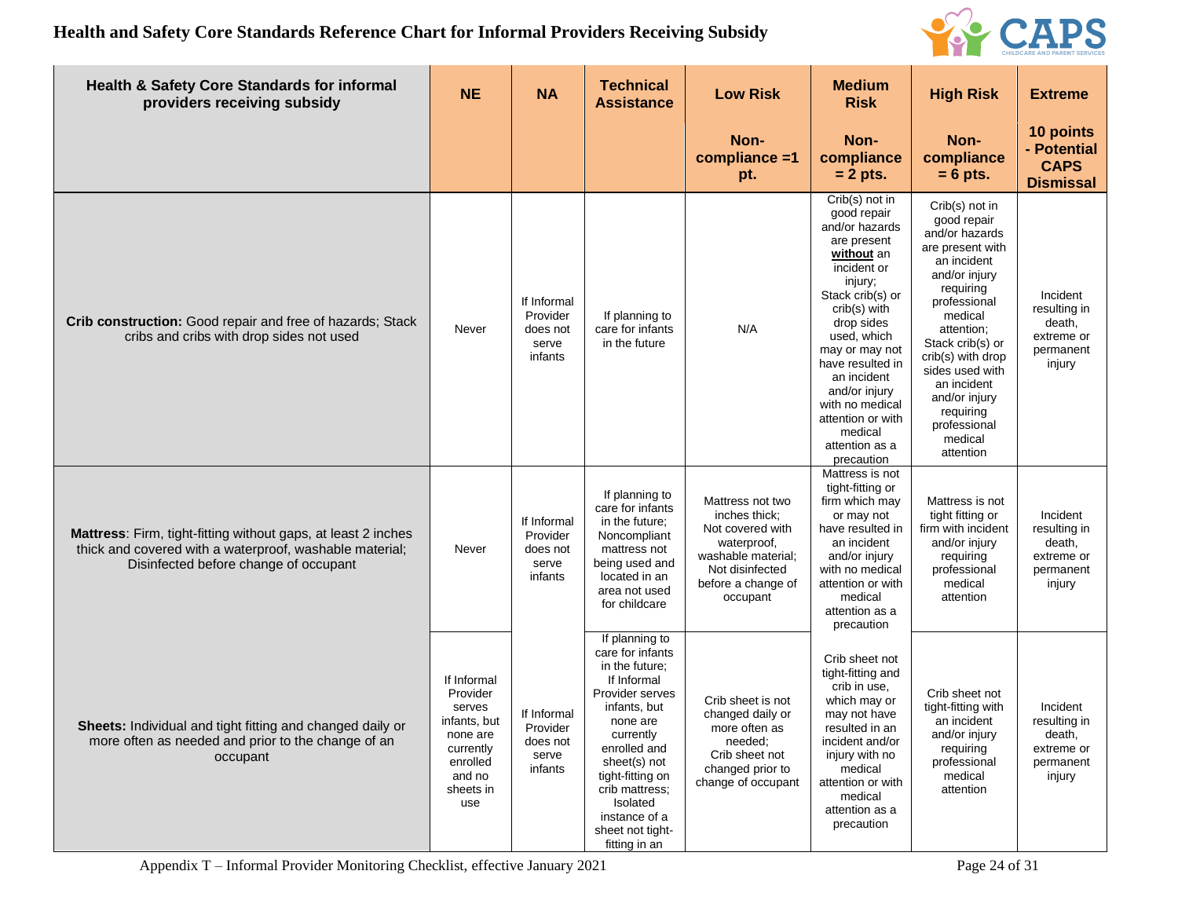# Health and Safety Core Standards Reference Chart for Informal Providers Receiving Subsidy

| Health & Safety Core Standards for informal providers receiving subsidy | NE | NA | Technical Assistance | Low Risk | Medium Risk | High Risk | Extreme |
|---|---|---|---|---|---|---|---|
| | | | | Non-compliance =1 pt. | Non-compliance = 2 pts. | Non-compliance = 6 pts. | 10 points - Potential CAPS Dismissal |
| **Crib construction:** Good repair and free of hazards; Stack cribs and cribs with drop sides not used | Never | If Informal Provider does not serve infants | If planning to care for infants in the future | N/A | Crib(s) not in good repair and/or hazards are present **without** an incident or injury; Stack crib(s) or crib(s) with drop sides used, which may or may not have resulted in an incident and/or injury with no medical attention or with medical attention as a precaution | Crib(s) not in good repair and/or hazards are present with an incident and/or injury requiring professional medical attention; Stack crib(s) or crib(s) with drop sides used with an incident and/or injury requiring professional medical attention | Incident resulting in death, extreme or permanent injury |
| **Mattress**: Firm, tight-fitting without gaps, at least 2 inches thick and covered with a waterproof, washable material; Disinfected before change of occupant | Never | If Informal Provider does not serve infants | If planning to care for infants in the future; Noncompliant mattress not being used and located in an area not used for childcare | Mattress not two inches thick; Not covered with waterproof, washable material; Not disinfected before a change of occupant | Mattress is not tight-fitting or firm which may or may not have resulted in an incident and/or injury with no medical attention or with medical attention as a precaution | Mattress is not tight fitting or firm with incident and/or injury requiring professional medical attention | Incident resulting in death, extreme or permanent injury |
| **Sheets:** Individual and tight fitting and changed daily or more often as needed and prior to the change of an occupant | If Informal Provider serves infants, but none are currently enrolled and no sheets in use | If Informal Provider does not serve infants | If planning to care for infants in the future; If Informal Provider serves infants, but none are currently enrolled and sheet(s) not tight-fitting on crib mattress; Isolated instance of a sheet not tight-fitting in an | Crib sheet is not changed daily or more often as needed; Crib sheet not changed prior to change of occupant | Crib sheet not tight-fitting and crib in use, which may or may not have resulted in an incident and/or injury with no medical attention or with medical attention as a precaution | Crib sheet not tight-fitting with an incident and/or injury requiring professional medical attention | Incident resulting in death, extreme or permanent injury |

Appendix T – Informal Provider Monitoring Checklist, effective January 2021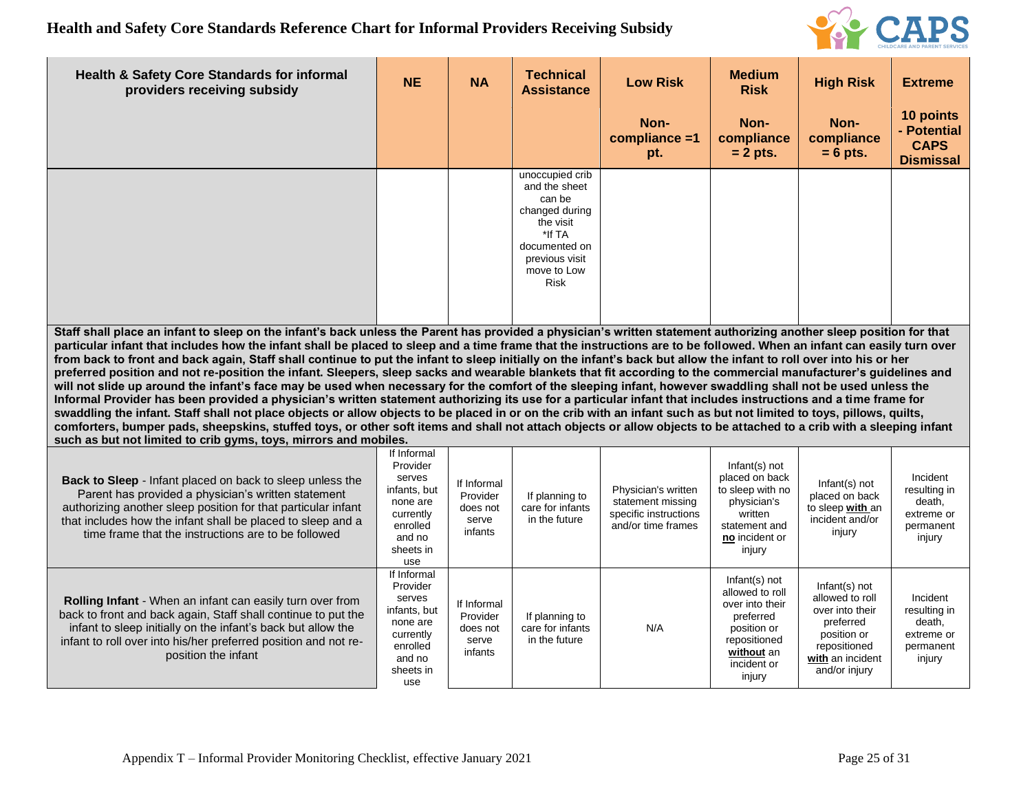# Health and Safety Core Standards Reference Chart for Informal Providers Receiving Subsidy

| Health & Safety Core Standards for informal providers receiving subsidy | NE | NA | Technical Assistance | Low Risk | Medium Risk | High Risk | Extreme |
|---|---|---|---|---|---|---|---|
| | | | | Non-compliance =1 pt. | Non-compliance = 2 pts. | Non-compliance = 6 pts. | 10 points - Potential CAPS Dismissal |
| | | | unoccupied crib and the sheet can be changed during the visit *If TA documented on previous visit move to Low Risk | | | | |
| **Staff shall place an infant to sleep on the infant's back unless the Parent has provided a physician's written statement authorizing another sleep position for that particular infant that includes how the infant shall be placed to sleep and a time frame that the instructions are to be followed. When an infant can easily turn over from back to front and back again, Staff shall continue to put the infant to sleep initially on the infant's back but allow the infant to roll over into his or her preferred position and not re-position the infant. Sleepers, sleep sacks and wearable blankets that fit according to the commercial manufacturer's guidelines and will not slide up around the infant's face may be used when necessary for the comfort of the sleeping infant, however swaddling shall not be used unless the Informal Provider has been provided a physician's written statement authorizing its use for a particular infant that includes instructions and a time frame for swaddling the infant. Staff shall not place objects or allow objects to be placed in or on the crib with an infant such as but not limited to toys, pillows, quilts, comforters, bumper pads, sheepskins, stuffed toys, or other soft items and shall not attach objects or allow objects to be attached to a crib with a sleeping infant such as but not limited to crib gyms, toys, mirrors and mobiles.** | | | | | | | |
| **Back to Sleep** - Infant placed on back to sleep unless the Parent has provided a physician's written statement authorizing another sleep position for that particular infant that includes how the infant shall be placed to sleep and a time frame that the instructions are to be followed | If Informal Provider serves infants, but none are currently enrolled and no sheets in use | If Informal Provider does not serve infants | If planning to care for infants in the future | Physician's written statement missing specific instructions and/or time frames | Infant(s) not placed on back to sleep with no physician's written statement and **no** incident or injury | Infant(s) not placed on back to sleep **with** an incident and/or injury | Incident resulting in death, extreme or permanent injury |
| **Rolling Infant** - When an infant can easily turn over from back to front and back again, Staff shall continue to put the infant to sleep initially on the infant's back but allow the infant to roll over into his/her preferred position and not re-position the infant | If Informal Provider serves infants, but none are currently enrolled and no sheets in use | If Informal Provider does not serve infants | If planning to care for infants in the future | N/A | Infant(s) not allowed to roll over into their preferred position or repositioned **without** an incident or injury | Infant(s) not allowed to roll over into their preferred position or repositioned **with** an incident and/or injury | Incident resulting in death, extreme or permanent injury |

Appendix T – Informal Provider Monitoring Checklist, effective January 2021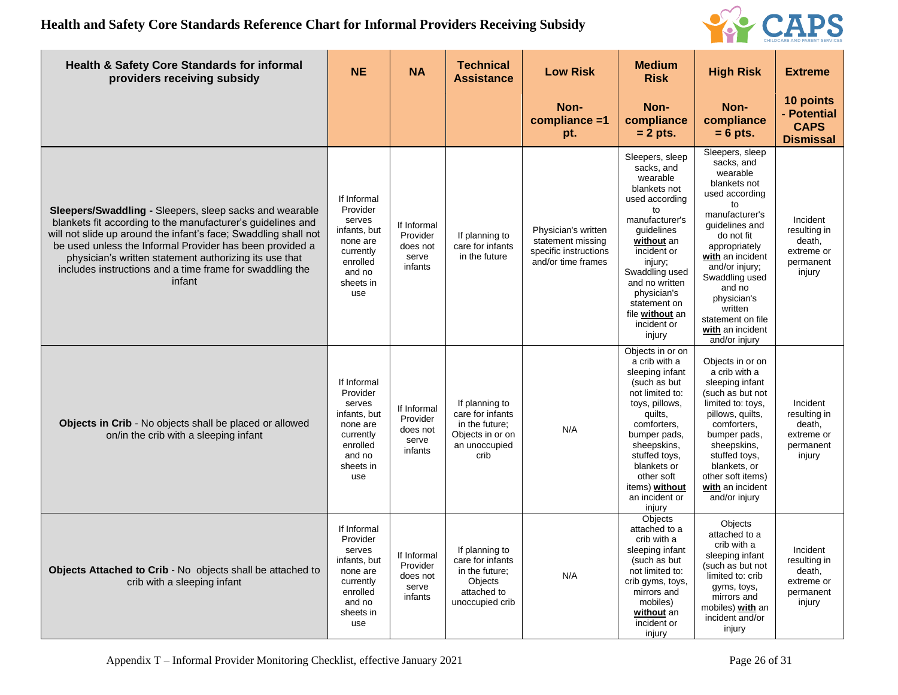# Health and Safety Core Standards Reference Chart for Informal Providers Receiving Subsidy

| Health & Safety Core Standards for informal providers receiving subsidy | NE | NA | Technical Assistance | Low Risk | Medium Risk | High Risk | Extreme |
|---|---|---|---|---|---|---|---|
| | | | | Non-compliance =1 pt. | Non-compliance = 2 pts. | Non-compliance = 6 pts. | 10 points - Potential CAPS Dismissal |
| **Sleepers/Swaddling -** Sleepers, sleep sacks and wearable blankets fit according to the manufacturer's guidelines and will not slide up around the infant's face; Swaddling shall not be used unless the Informal Provider has been provided a physician's written statement authorizing its use that includes instructions and a time frame for swaddling the infant | If Informal Provider serves infants, but none are currently enrolled and no sheets in use | If Informal Provider does not serve infants | If planning to care for infants in the future | Physician's written statement missing specific instructions and/or time frames | Sleepers, sleep sacks, and wearable blankets not used according to manufacturer's guidelines **without** an incident or injury; Swaddling used and no written physician's statement on file **without** an incident or injury | Sleepers, sleep sacks, and wearable blankets not used according to manufacturer's guidelines and do not fit appropriately **with** an incident and/or injury; Swaddling used and no physician's written statement on file **with** an incident and/or injury | Incident resulting in death, extreme or permanent injury |
| **Objects in Crib** - No objects shall be placed or allowed on/in the crib with a sleeping infant | If Informal Provider serves infants, but none are currently enrolled and no sheets in use | If Informal Provider does not serve infants | If planning to care for infants in the future; Objects in or on an unoccupied crib | N/A | Objects in or on a crib with a sleeping infant (such as but not limited to: toys, pillows, quilts, comforters, bumper pads, sheepskins, stuffed toys, blankets or other soft items) **without** an incident or injury | Objects in or on a crib with a sleeping infant (such as but not limited to: toys, pillows, quilts, comforters, bumper pads, sheepskins, stuffed toys, blankets, or other soft items) **with** an incident and/or injury | Incident resulting in death, extreme or permanent injury |
| **Objects Attached to Crib** - No objects shall be attached to crib with a sleeping infant | If Informal Provider serves infants, but none are currently enrolled and no sheets in use | If Informal Provider does not serve infants | If planning to care for infants in the future; Objects attached to unoccupied crib | N/A | Objects attached to a crib with a sleeping infant (such as but not limited to: crib gyms, toys, mirrors and mobiles) **without** an incident or injury | Objects attached to a crib with a sleeping infant (such as but not limited to: crib gyms, toys, mirrors and mobiles) **with** an incident and/or injury | Incident resulting in death, extreme or permanent injury |

Appendix T – Informal Provider Monitoring Checklist, effective January 2021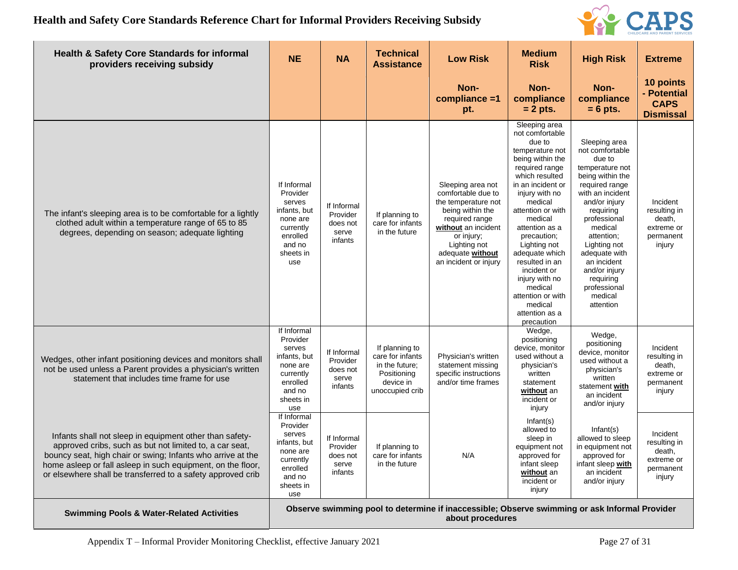# Health and Safety Core Standards Reference Chart for Informal Providers Receiving Subsidy

| Health & Safety Core Standards for informal providers receiving subsidy | NE | NA | Technical Assistance | Low Risk | Medium Risk | High Risk | Extreme |
|---|---|---|---|---|---|---|---|
| | | | | Non-compliance =1 pt. | Non-compliance = 2 pts. | Non-compliance = 6 pts. | 10 points - Potential CAPS Dismissal |
| The infant's sleeping area is to be comfortable for a lightly clothed adult within a temperature range of 65 to 85 degrees, depending on season; adequate lighting | If Informal Provider serves infants, but none are currently enrolled and no sheets in use | If Informal Provider does not serve infants | If planning to care for infants in the future | Sleeping area not comfortable due to the temperature not being within the required range **without** an incident or injury; Lighting not adequate **without** an incident or injury | Sleeping area not comfortable due to temperature not being within the required range which resulted in an incident or injury with no medical attention or with medical attention as a precaution; Lighting not adequate which resulted in an incident or injury with no medical attention or with medical attention as a precaution | Sleeping area not comfortable due to temperature not being within the required range with an incident and/or injury requiring professional medical attention; Lighting not adequate with an incident and/or injury requiring professional medical attention | Incident resulting in death, extreme or permanent injury |
| Wedges, other infant positioning devices and monitors shall not be used unless a Parent provides a physician's written statement that includes time frame for use | If Informal Provider serves infants, but none are currently enrolled and no sheets in use | If Informal Provider does not serve infants | If planning to care for infants in the future; Positioning device in unoccupied crib | Physician's written statement missing specific instructions and/or time frames | Wedge, positioning device, monitor used without a physician's written statement **without** an incident or injury | Wedge, positioning device, monitor used without a physician's written statement **with** an incident and/or injury | Incident resulting in death, extreme or permanent injury |
| Infants shall not sleep in equipment other than safety-approved cribs, such as but not limited to, a car seat, bouncy seat, high chair or swing; Infants who arrive at the home asleep or fall asleep in such equipment, on the floor, or elsewhere shall be transferred to a safety approved crib | If Informal Provider serves infants, but none are currently enrolled and no sheets in use | If Informal Provider does not serve infants | If planning to care for infants in the future | N/A | Infant(s) allowed to sleep in equipment not approved for infant sleep **without** an incident or injury | Infant(s) allowed to sleep in equipment not approved for infant sleep **with** an incident and/or injury | Incident resulting in death, extreme or permanent injury |
| **Swimming Pools & Water-Related Activities** | **Observe swimming pool to determine if inaccessible; Observe swimming or ask Informal Provider about procedures** | | | | | | |

Appendix T – Informal Provider Monitoring Checklist, effective January 2021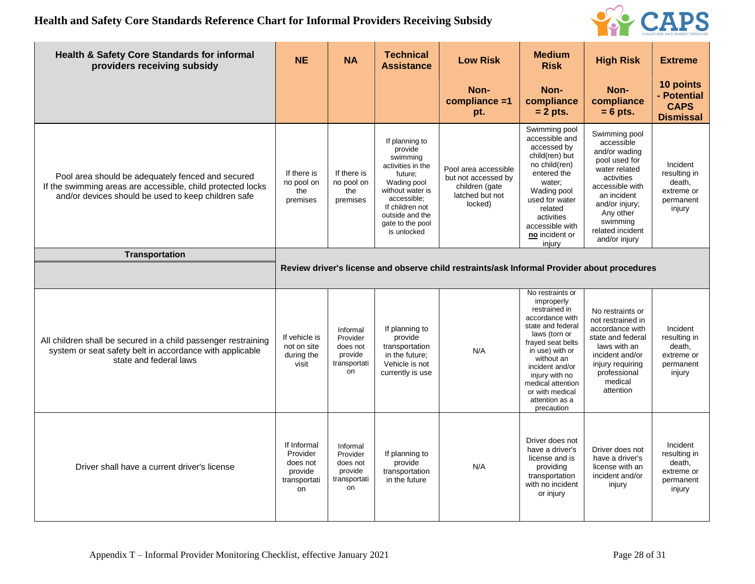# Health and Safety Core Standards Reference Chart for Informal Providers Receiving Subsidy

| Health & Safety Core Standards for informal providers receiving subsidy | NE | NA | Technical Assistance | Low Risk | Medium Risk | High Risk | Extreme |
|---|---|---|---|---|---|---|---|
| | | | | Non-compliance =1 pt. | Non-compliance = 2 pts. | Non-compliance = 6 pts. | 10 points - Potential CAPS Dismissal |
| Pool area should be adequately fenced and secured If the swimming areas are accessible, child protected locks and/or devices should be used to keep children safe | If there is no pool on the premises | If there is no pool on the premises | If planning to provide swimming activities in the future; Wading pool without water is accessible; If children not outside and the gate to the pool is unlocked | Pool area accessible but not accessed by children (gate latched but not locked) | Swimming pool accessible and accessed by child(ren) but no child(ren) entered the water; Wading pool used for water related activities accessible with **no** incident or injury | Swimming pool accessible and/or wading pool used for water related activities accessible with an incident and/or injury; Any other swimming related incident and/or injury | Incident resulting in death, extreme or permanent injury |
| **Transportation** | **Review driver's license and observe child restraints/ask Informal Provider about procedures** | | | | | | |
| All children shall be secured in a child passenger restraining system or seat safety belt in accordance with applicable state and federal laws | If vehicle is not on site during the visit | Informal Provider does not provide transportation | If planning to provide transportation in the future; Vehicle is not currently is use | N/A | No restraints or improperly restrained in accordance with state and federal laws (torn or frayed seat belts in use) with or without an incident and/or injury with no medical attention or with medical attention as a precaution | No restraints or not restrained in accordance with state and federal laws with an incident and/or injury requiring professional medical attention | Incident resulting in death, extreme or permanent injury |
| Driver shall have a current driver's license | If Informal Provider does not provide transportation | Informal Provider does not provide transportation | If planning to provide transportation in the future | N/A | Driver does not have a driver's license and is providing transportation with no incident or injury | Driver does not have a driver's license with an incident and/or injury | Incident resulting in death, extreme or permanent injury |

Appendix T – Informal Provider Monitoring Checklist, effective January 2021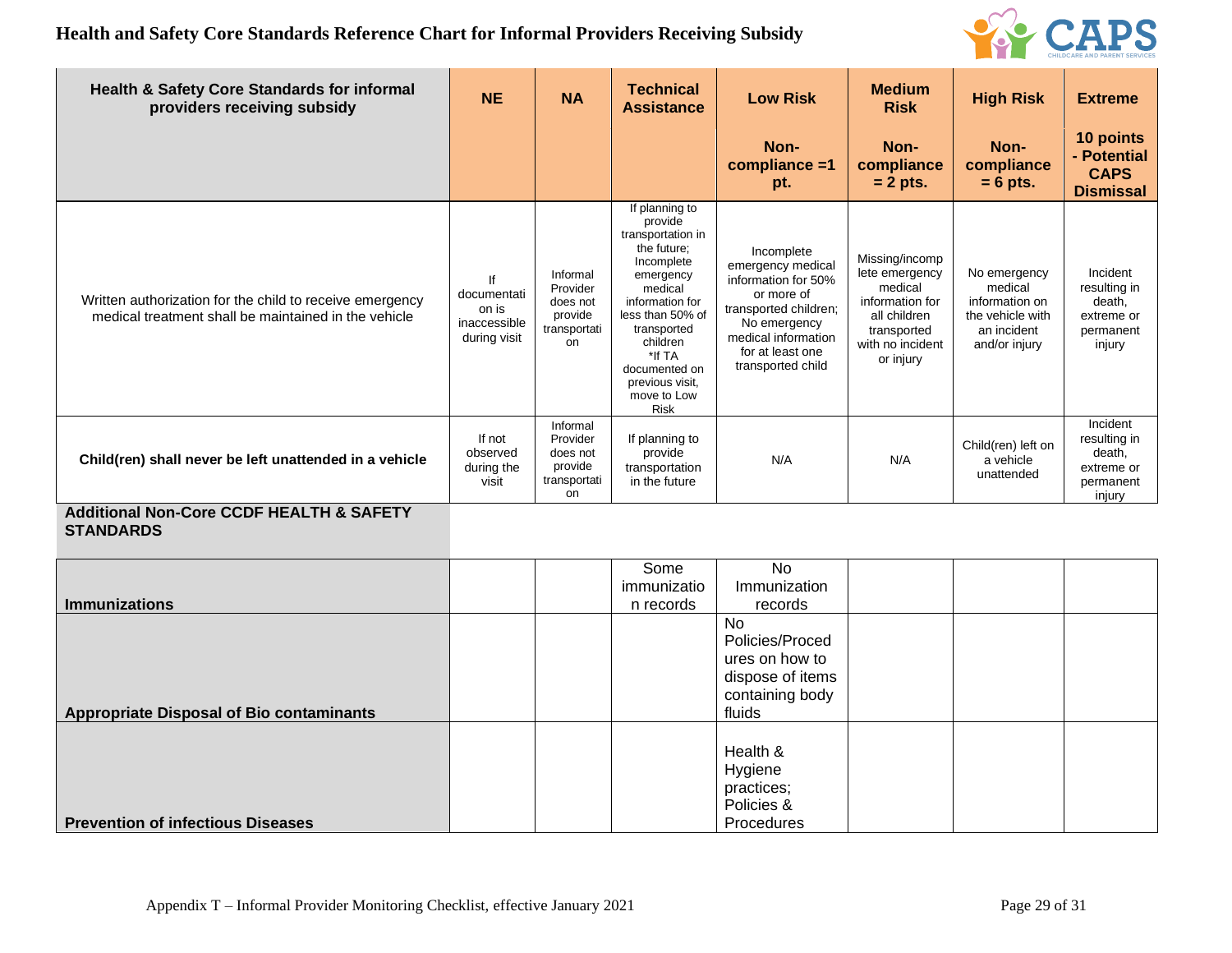# Health and Safety Core Standards Reference Chart for Informal Providers Receiving Subsidy

| Health & Safety Core Standards for informal providers receiving subsidy | NE | NA | Technical Assistance | Low Risk | Medium Risk | High Risk | Extreme |
|---|---|---|---|---|---|---|---|
| | | | | Non-compliance =1 pt. | Non-compliance = 2 pts. | Non-compliance = 6 pts. | 10 points - Potential CAPS Dismissal |
| Written authorization for the child to receive emergency medical treatment shall be maintained in the vehicle | If documentation is inaccessible during visit | Informal Provider does not provide transportation | If planning to provide transportation in the future; Incomplete emergency medical information for less than 50% of transported children *If TA documented on previous visit, move to Low Risk | Incomplete emergency medical information for 50% or more of transported children; No emergency medical information for at least one transported child | Missing/incomplete emergency medical information for all children transported with no incident or injury | No emergency medical information on the vehicle with an incident and/or injury | Incident resulting in death, extreme or permanent injury |
| **Child(ren) shall never be left unattended in a vehicle** | If not observed during the visit | Informal Provider does not provide transportation | If planning to provide transportation in the future | N/A | N/A | Child(ren) left on a vehicle unattended | Incident resulting in death, extreme or permanent injury |
| **Additional Non-Core CCDF HEALTH & SAFETY STANDARDS** | | | | | | | |
| **Immunizations** | | | Some immunization records | No Immunization records | | | |
| **Appropriate Disposal of Bio contaminants** | | | | No Policies/Procedures on how to dispose of items containing body fluids | | | |
| **Prevention of infectious Diseases** | | | | Health & Hygiene practices; Policies & Procedures | | | |

Appendix T – Informal Provider Monitoring Checklist, effective January 2021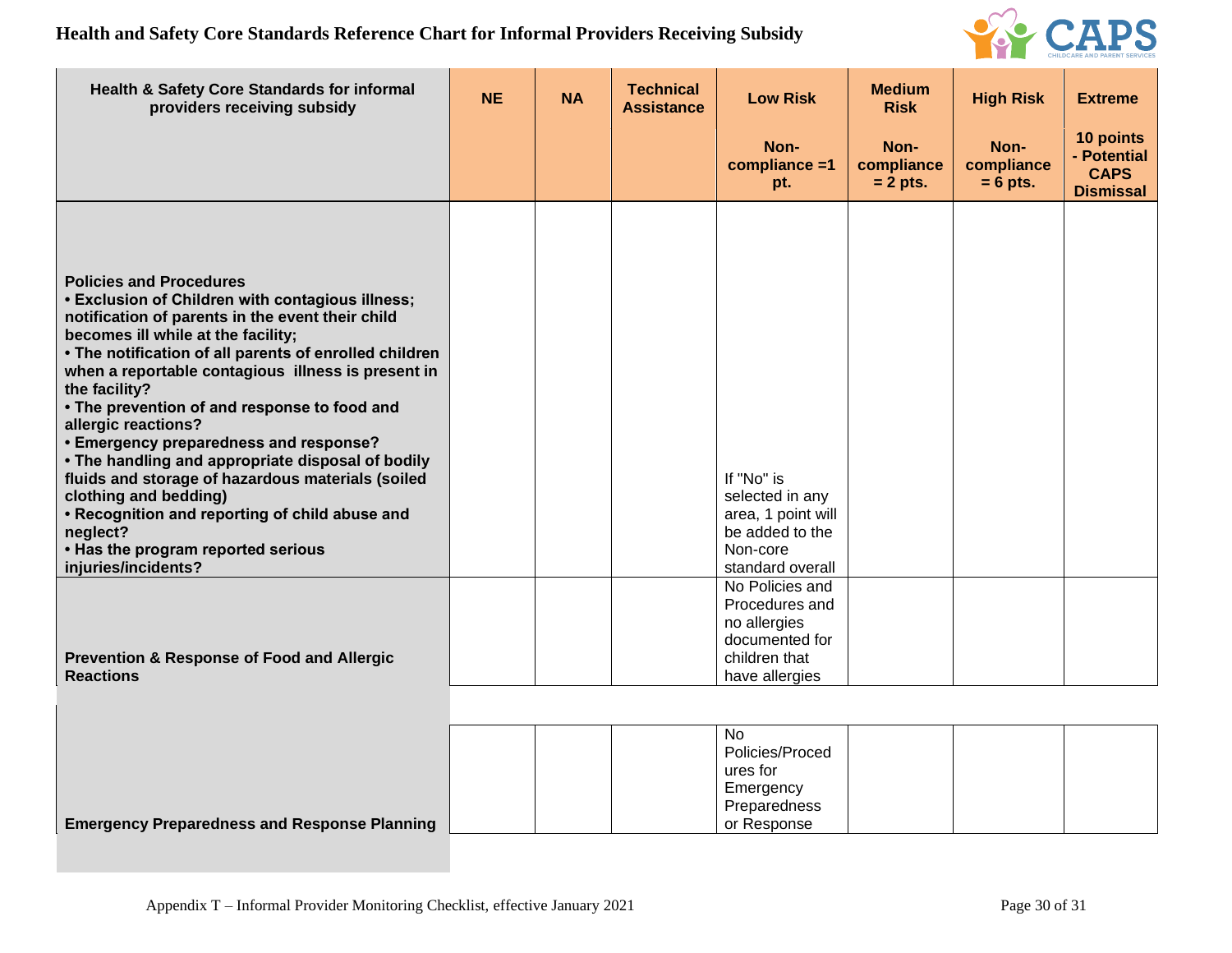**Health and Safety Core Standards Reference Chart for Informal Providers Receiving Subsidy**

| Health & Safety Core Standards for informal providers receiving subsidy | NE | NA | Technical Assistance | Low Risk<br>Non-compliance =1 pt. | Medium Risk<br>Non-compliance = 2 pts. | High Risk<br>Non-compliance = 6 pts. | Extreme<br>10 points - Potential CAPS Dismissal |
|---|---|---|---|---|---|---|---|
| **Policies and Procedures**<br>**• Exclusion of Children with contagious illness; notification of parents in the event their child becomes ill while at the facility;**<br>**• The notification of all parents of enrolled children when a reportable contagious illness is present in the facility?**<br>**• The prevention of and response to food and allergic reactions?**<br>**• Emergency preparedness and response?**<br>**• The handling and appropriate disposal of bodily fluids and storage of hazardous materials (soiled clothing and bedding)**<br>**• Recognition and reporting of child abuse and neglect?**<br>**• Has the program reported serious injuries/incidents?** | | | | If "No" is selected in any area, 1 point will be added to the Non-core standard overall | | | |
| **Prevention & Response of Food and Allergic Reactions** | | | | No Policies and Procedures and no allergies documented for children that have allergies | | | |
| **Emergency Preparedness and Response Planning** | | | | No Policies/Procedures for Emergency Preparedness or Response | | | |

Appendix T – Informal Provider Monitoring Checklist, effective January 2021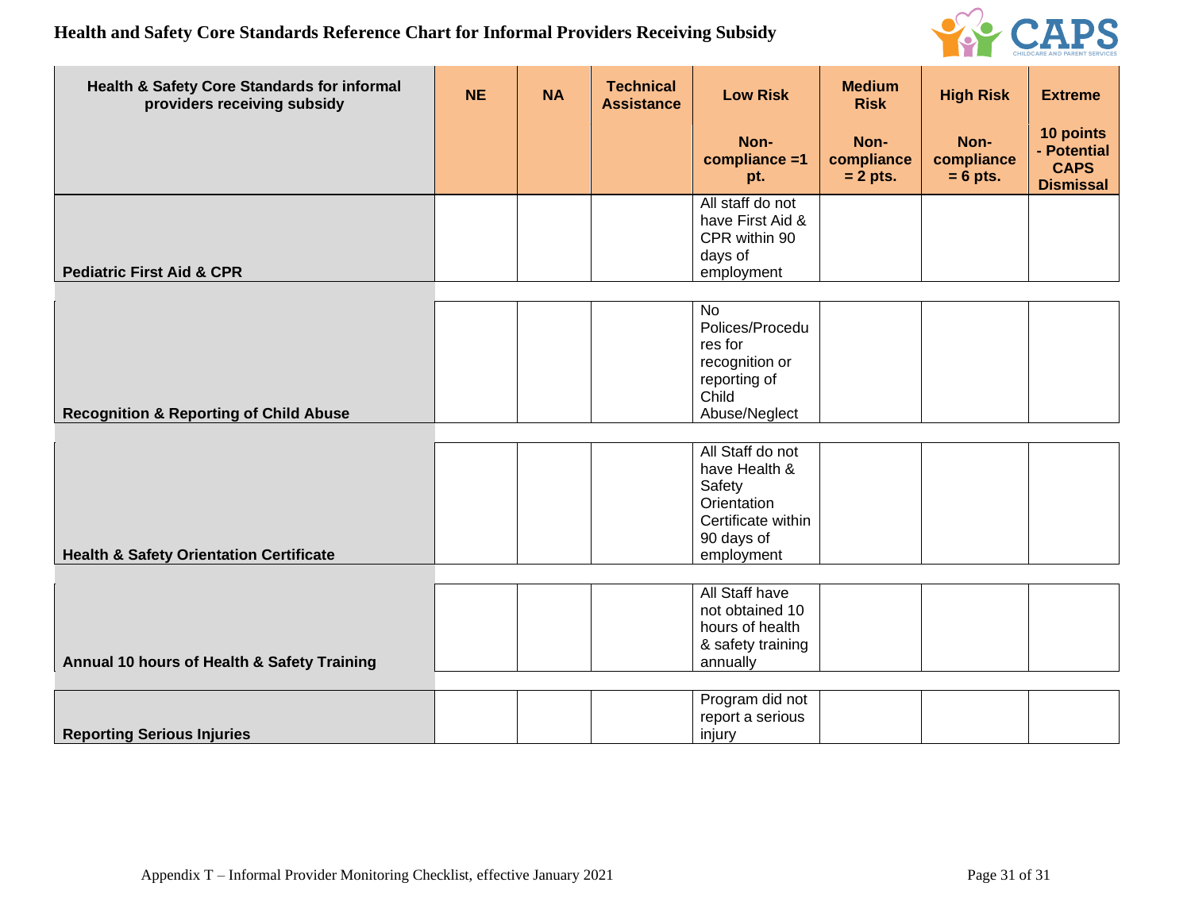# Health and Safety Core Standards Reference Chart for Informal Providers Receiving Subsidy

| Health & Safety Core Standards for informal providers receiving subsidy | NE | NA | Technical Assistance | Low Risk<br><br>Non-compliance =1 pt. | Medium Risk<br><br>Non-compliance = 2 pts. | High Risk<br><br>Non-compliance = 6 pts. | Extreme<br><br>10 points - Potential CAPS Dismissal |
|---|---|---|---|---|---|---|---|
| **Pediatric First Aid & CPR** | | | | All staff do not have First Aid & CPR within 90 days of employment | | | |
| **Recognition & Reporting of Child Abuse** | | | | No Polices/Procedures for recognition or reporting of Child Abuse/Neglect | | | |
| **Health & Safety Orientation Certificate** | | | | All Staff do not have Health & Safety Orientation Certificate within 90 days of employment | | | |
| **Annual 10 hours of Health & Safety Training** | | | | All Staff have not obtained 10 hours of health & safety training annually | | | |
| **Reporting Serious Injuries** | | | | Program did not report a serious injury | | | |

Appendix T – Informal Provider Monitoring Checklist, effective January 2021